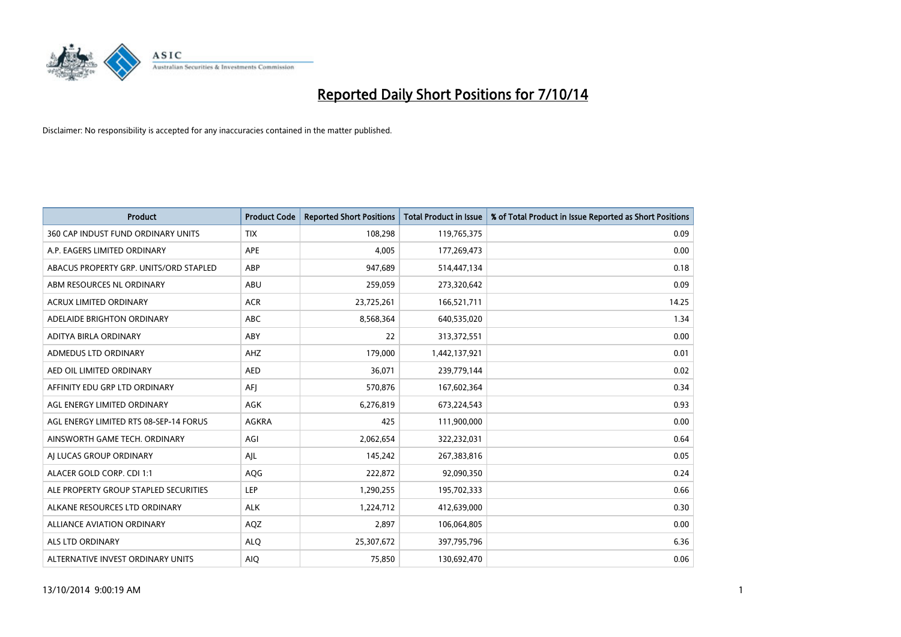# Reported Daily Short Positions for 7/10/14

Disclaimer: No responsibility is accepted for any inaccuracies contained in the matter published.

| Product | Product Code | Reported Short Positions | Total Product in Issue | % of Total Product in Issue Reported as Short Positions |
|---|---|---|---|---|
| 360 CAP INDUST FUND ORDINARY UNITS | TIX | 108,298 | 119,765,375 | 0.09 |
| A.P. EAGERS LIMITED ORDINARY | APE | 4,005 | 177,269,473 | 0.00 |
| ABACUS PROPERTY GRP. UNITS/ORD STAPLED | ABP | 947,689 | 514,447,134 | 0.18 |
| ABM RESOURCES NL ORDINARY | ABU | 259,059 | 273,320,642 | 0.09 |
| ACRUX LIMITED ORDINARY | ACR | 23,725,261 | 166,521,711 | 14.25 |
| ADELAIDE BRIGHTON ORDINARY | ABC | 8,568,364 | 640,535,020 | 1.34 |
| ADITYA BIRLA ORDINARY | ABY | 22 | 313,372,551 | 0.00 |
| ADMEDUS LTD ORDINARY | AHZ | 179,000 | 1,442,137,921 | 0.01 |
| AED OIL LIMITED ORDINARY | AED | 36,071 | 239,779,144 | 0.02 |
| AFFINITY EDU GRP LTD ORDINARY | AFJ | 570,876 | 167,602,364 | 0.34 |
| AGL ENERGY LIMITED ORDINARY | AGK | 6,276,819 | 673,224,543 | 0.93 |
| AGL ENERGY LIMITED RTS 08-SEP-14 FORUS | AGKRA | 425 | 111,900,000 | 0.00 |
| AINSWORTH GAME TECH. ORDINARY | AGI | 2,062,654 | 322,232,031 | 0.64 |
| AJ LUCAS GROUP ORDINARY | AJL | 145,242 | 267,383,816 | 0.05 |
| ALACER GOLD CORP. CDI 1:1 | AQG | 222,872 | 92,090,350 | 0.24 |
| ALE PROPERTY GROUP STAPLED SECURITIES | LEP | 1,290,255 | 195,702,333 | 0.66 |
| ALKANE RESOURCES LTD ORDINARY | ALK | 1,224,712 | 412,639,000 | 0.30 |
| ALLIANCE AVIATION ORDINARY | AQZ | 2,897 | 106,064,805 | 0.00 |
| ALS LTD ORDINARY | ALQ | 25,307,672 | 397,795,796 | 6.36 |
| ALTERNATIVE INVEST ORDINARY UNITS | AIQ | 75,850 | 130,692,470 | 0.06 |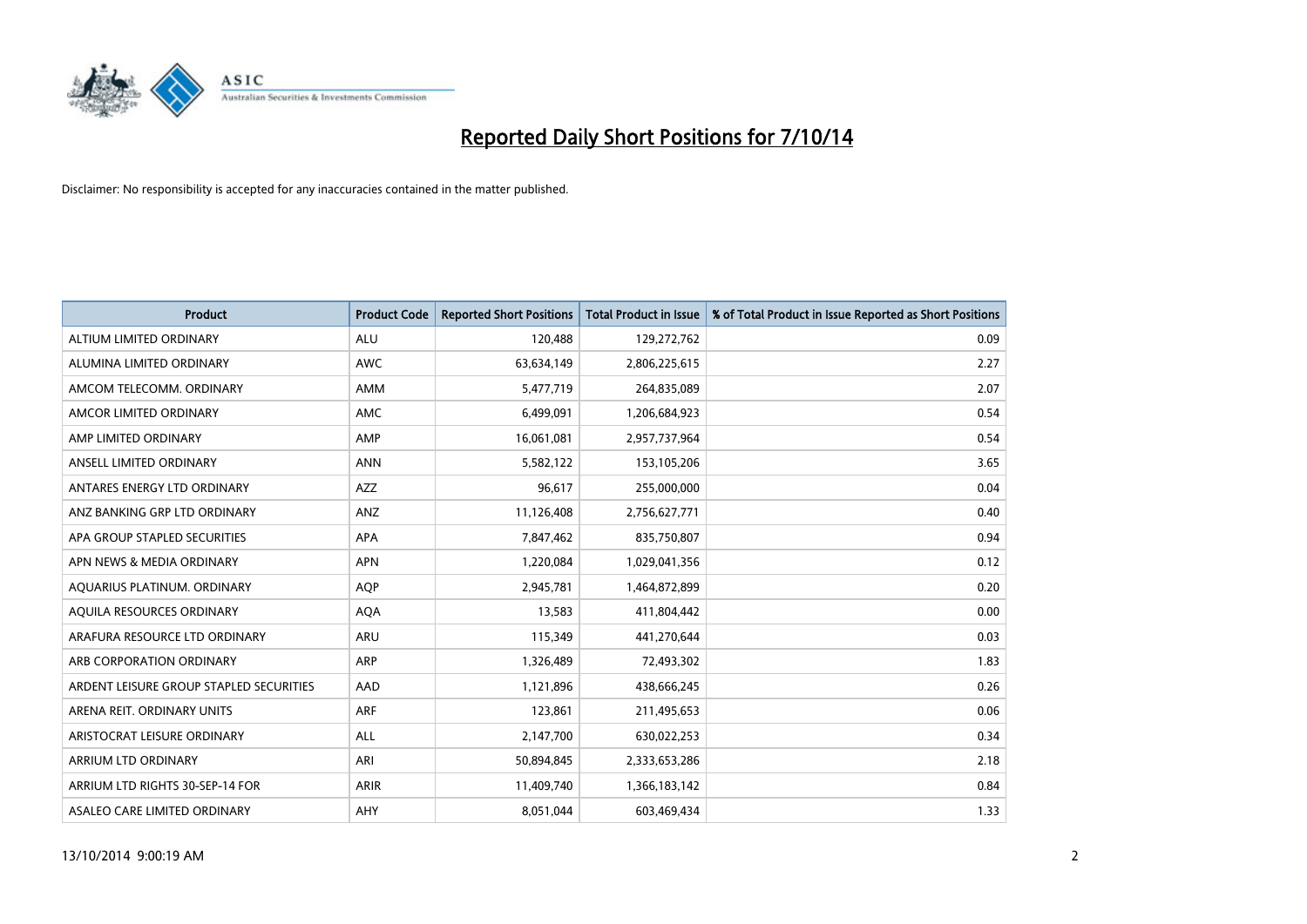# Reported Daily Short Positions for 7/10/14

Disclaimer: No responsibility is accepted for any inaccuracies contained in the matter published.

| Product | Product Code | Reported Short Positions | Total Product in Issue | % of Total Product in Issue Reported as Short Positions |
|---|---|---|---|---|
| ALTIUM LIMITED ORDINARY | ALU | 120,488 | 129,272,762 | 0.09 |
| ALUMINA LIMITED ORDINARY | AWC | 63,634,149 | 2,806,225,615 | 2.27 |
| AMCOM TELECOMM. ORDINARY | AMM | 5,477,719 | 264,835,089 | 2.07 |
| AMCOR LIMITED ORDINARY | AMC | 6,499,091 | 1,206,684,923 | 0.54 |
| AMP LIMITED ORDINARY | AMP | 16,061,081 | 2,957,737,964 | 0.54 |
| ANSELL LIMITED ORDINARY | ANN | 5,582,122 | 153,105,206 | 3.65 |
| ANTARES ENERGY LTD ORDINARY | AZZ | 96,617 | 255,000,000 | 0.04 |
| ANZ BANKING GRP LTD ORDINARY | ANZ | 11,126,408 | 2,756,627,771 | 0.40 |
| APA GROUP STAPLED SECURITIES | APA | 7,847,462 | 835,750,807 | 0.94 |
| APN NEWS & MEDIA ORDINARY | APN | 1,220,084 | 1,029,041,356 | 0.12 |
| AQUARIUS PLATINUM. ORDINARY | AQP | 2,945,781 | 1,464,872,899 | 0.20 |
| AQUILA RESOURCES ORDINARY | AQA | 13,583 | 411,804,442 | 0.00 |
| ARAFURA RESOURCE LTD ORDINARY | ARU | 115,349 | 441,270,644 | 0.03 |
| ARB CORPORATION ORDINARY | ARP | 1,326,489 | 72,493,302 | 1.83 |
| ARDENT LEISURE GROUP STAPLED SECURITIES | AAD | 1,121,896 | 438,666,245 | 0.26 |
| ARENA REIT. ORDINARY UNITS | ARF | 123,861 | 211,495,653 | 0.06 |
| ARISTOCRAT LEISURE ORDINARY | ALL | 2,147,700 | 630,022,253 | 0.34 |
| ARRIUM LTD ORDINARY | ARI | 50,894,845 | 2,333,653,286 | 2.18 |
| ARRIUM LTD RIGHTS 30-SEP-14 FOR | ARIR | 11,409,740 | 1,366,183,142 | 0.84 |
| ASALEO CARE LIMITED ORDINARY | AHY | 8,051,044 | 603,469,434 | 1.33 |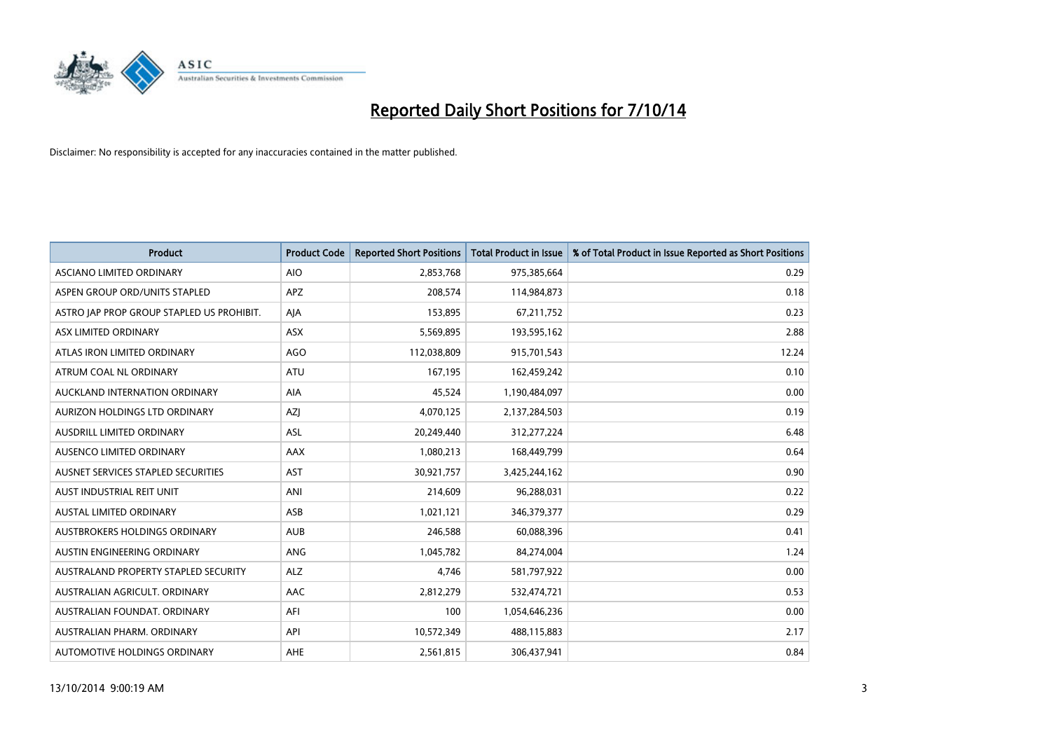# Reported Daily Short Positions for 7/10/14

Disclaimer: No responsibility is accepted for any inaccuracies contained in the matter published.

| Product | Product Code | Reported Short Positions | Total Product in Issue | % of Total Product in Issue Reported as Short Positions |
|---|---|---|---|---|
| ASCIANO LIMITED ORDINARY | AIO | 2,853,768 | 975,385,664 | 0.29 |
| ASPEN GROUP ORD/UNITS STAPLED | APZ | 208,574 | 114,984,873 | 0.18 |
| ASTRO JAP PROP GROUP STAPLED US PROHIBIT. | AJA | 153,895 | 67,211,752 | 0.23 |
| ASX LIMITED ORDINARY | ASX | 5,569,895 | 193,595,162 | 2.88 |
| ATLAS IRON LIMITED ORDINARY | AGO | 112,038,809 | 915,701,543 | 12.24 |
| ATRUM COAL NL ORDINARY | ATU | 167,195 | 162,459,242 | 0.10 |
| AUCKLAND INTERNATION ORDINARY | AIA | 45,524 | 1,190,484,097 | 0.00 |
| AURIZON HOLDINGS LTD ORDINARY | AZJ | 4,070,125 | 2,137,284,503 | 0.19 |
| AUSDRILL LIMITED ORDINARY | ASL | 20,249,440 | 312,277,224 | 6.48 |
| AUSENCO LIMITED ORDINARY | AAX | 1,080,213 | 168,449,799 | 0.64 |
| AUSNET SERVICES STAPLED SECURITIES | AST | 30,921,757 | 3,425,244,162 | 0.90 |
| AUST INDUSTRIAL REIT UNIT | ANI | 214,609 | 96,288,031 | 0.22 |
| AUSTAL LIMITED ORDINARY | ASB | 1,021,121 | 346,379,377 | 0.29 |
| AUSTBROKERS HOLDINGS ORDINARY | AUB | 246,588 | 60,088,396 | 0.41 |
| AUSTIN ENGINEERING ORDINARY | ANG | 1,045,782 | 84,274,004 | 1.24 |
| AUSTRALAND PROPERTY STAPLED SECURITY | ALZ | 4,746 | 581,797,922 | 0.00 |
| AUSTRALIAN AGRICULT. ORDINARY | AAC | 2,812,279 | 532,474,721 | 0.53 |
| AUSTRALIAN FOUNDAT. ORDINARY | AFI | 100 | 1,054,646,236 | 0.00 |
| AUSTRALIAN PHARM. ORDINARY | API | 10,572,349 | 488,115,883 | 2.17 |
| AUTOMOTIVE HOLDINGS ORDINARY | AHE | 2,561,815 | 306,437,941 | 0.84 |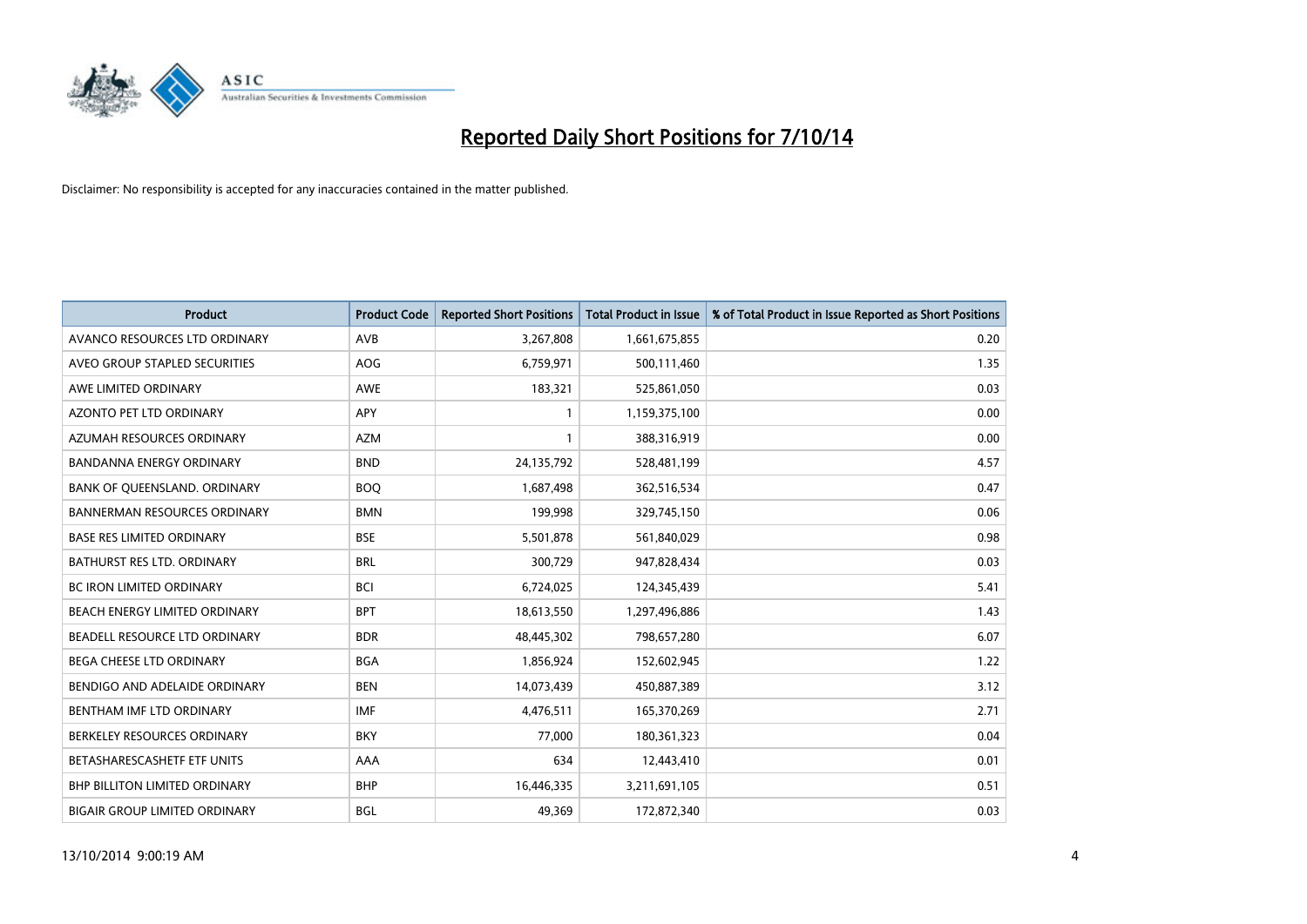# Reported Daily Short Positions for 7/10/14

Disclaimer: No responsibility is accepted for any inaccuracies contained in the matter published.

| Product | Product Code | Reported Short Positions | Total Product in Issue | % of Total Product in Issue Reported as Short Positions |
|---|---|---|---|---|
| AVANCO RESOURCES LTD ORDINARY | AVB | 3,267,808 | 1,661,675,855 | 0.20 |
| AVEO GROUP STAPLED SECURITIES | AOG | 6,759,971 | 500,111,460 | 1.35 |
| AWE LIMITED ORDINARY | AWE | 183,321 | 525,861,050 | 0.03 |
| AZONTO PET LTD ORDINARY | APY | 1 | 1,159,375,100 | 0.00 |
| AZUMAH RESOURCES ORDINARY | AZM | 1 | 388,316,919 | 0.00 |
| BANDANNA ENERGY ORDINARY | BND | 24,135,792 | 528,481,199 | 4.57 |
| BANK OF QUEENSLAND. ORDINARY | BOQ | 1,687,498 | 362,516,534 | 0.47 |
| BANNERMAN RESOURCES ORDINARY | BMN | 199,998 | 329,745,150 | 0.06 |
| BASE RES LIMITED ORDINARY | BSE | 5,501,878 | 561,840,029 | 0.98 |
| BATHURST RES LTD. ORDINARY | BRL | 300,729 | 947,828,434 | 0.03 |
| BC IRON LIMITED ORDINARY | BCI | 6,724,025 | 124,345,439 | 5.41 |
| BEACH ENERGY LIMITED ORDINARY | BPT | 18,613,550 | 1,297,496,886 | 1.43 |
| BEADELL RESOURCE LTD ORDINARY | BDR | 48,445,302 | 798,657,280 | 6.07 |
| BEGA CHEESE LTD ORDINARY | BGA | 1,856,924 | 152,602,945 | 1.22 |
| BENDIGO AND ADELAIDE ORDINARY | BEN | 14,073,439 | 450,887,389 | 3.12 |
| BENTHAM IMF LTD ORDINARY | IMF | 4,476,511 | 165,370,269 | 2.71 |
| BERKELEY RESOURCES ORDINARY | BKY | 77,000 | 180,361,323 | 0.04 |
| BETASHARESCASHETF ETF UNITS | AAA | 634 | 12,443,410 | 0.01 |
| BHP BILLITON LIMITED ORDINARY | BHP | 16,446,335 | 3,211,691,105 | 0.51 |
| BIGAIR GROUP LIMITED ORDINARY | BGL | 49,369 | 172,872,340 | 0.03 |

13/10/2014 9:00:19 AM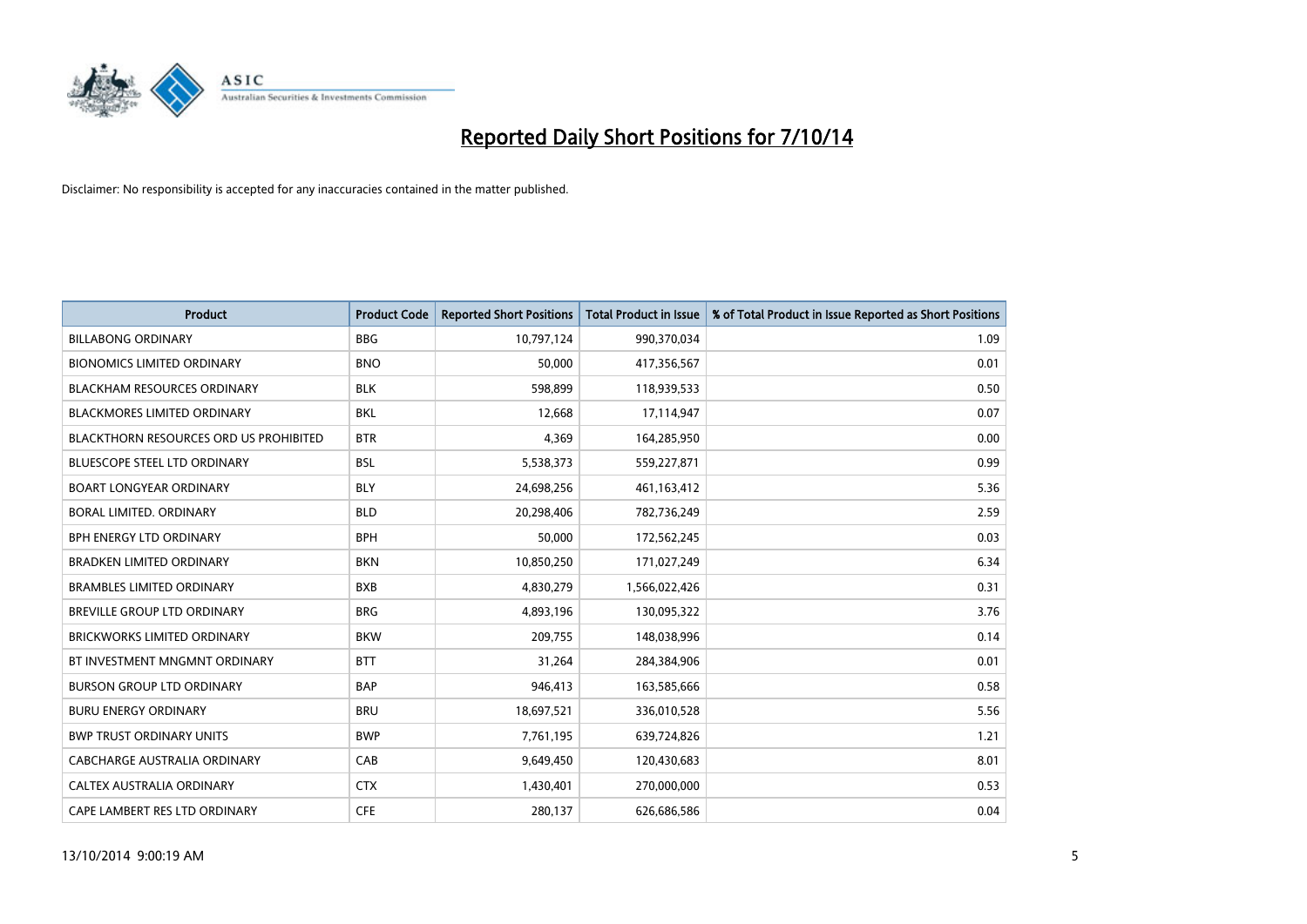# Reported Daily Short Positions for 7/10/14

Disclaimer: No responsibility is accepted for any inaccuracies contained in the matter published.

| Product | Product Code | Reported Short Positions | Total Product in Issue | % of Total Product in Issue Reported as Short Positions |
|---|---|---|---|---|
| BILLABONG ORDINARY | BBG | 10,797,124 | 990,370,034 | 1.09 |
| BIONOMICS LIMITED ORDINARY | BNO | 50,000 | 417,356,567 | 0.01 |
| BLACKHAM RESOURCES ORDINARY | BLK | 598,899 | 118,939,533 | 0.50 |
| BLACKMORES LIMITED ORDINARY | BKL | 12,668 | 17,114,947 | 0.07 |
| BLACKTHORN RESOURCES ORD US PROHIBITED | BTR | 4,369 | 164,285,950 | 0.00 |
| BLUESCOPE STEEL LTD ORDINARY | BSL | 5,538,373 | 559,227,871 | 0.99 |
| BOART LONGYEAR ORDINARY | BLY | 24,698,256 | 461,163,412 | 5.36 |
| BORAL LIMITED. ORDINARY | BLD | 20,298,406 | 782,736,249 | 2.59 |
| BPH ENERGY LTD ORDINARY | BPH | 50,000 | 172,562,245 | 0.03 |
| BRADKEN LIMITED ORDINARY | BKN | 10,850,250 | 171,027,249 | 6.34 |
| BRAMBLES LIMITED ORDINARY | BXB | 4,830,279 | 1,566,022,426 | 0.31 |
| BREVILLE GROUP LTD ORDINARY | BRG | 4,893,196 | 130,095,322 | 3.76 |
| BRICKWORKS LIMITED ORDINARY | BKW | 209,755 | 148,038,996 | 0.14 |
| BT INVESTMENT MNGMNT ORDINARY | BTT | 31,264 | 284,384,906 | 0.01 |
| BURSON GROUP LTD ORDINARY | BAP | 946,413 | 163,585,666 | 0.58 |
| BURU ENERGY ORDINARY | BRU | 18,697,521 | 336,010,528 | 5.56 |
| BWP TRUST ORDINARY UNITS | BWP | 7,761,195 | 639,724,826 | 1.21 |
| CABCHARGE AUSTRALIA ORDINARY | CAB | 9,649,450 | 120,430,683 | 8.01 |
| CALTEX AUSTRALIA ORDINARY | CTX | 1,430,401 | 270,000,000 | 0.53 |
| CAPE LAMBERT RES LTD ORDINARY | CFE | 280,137 | 626,686,586 | 0.04 |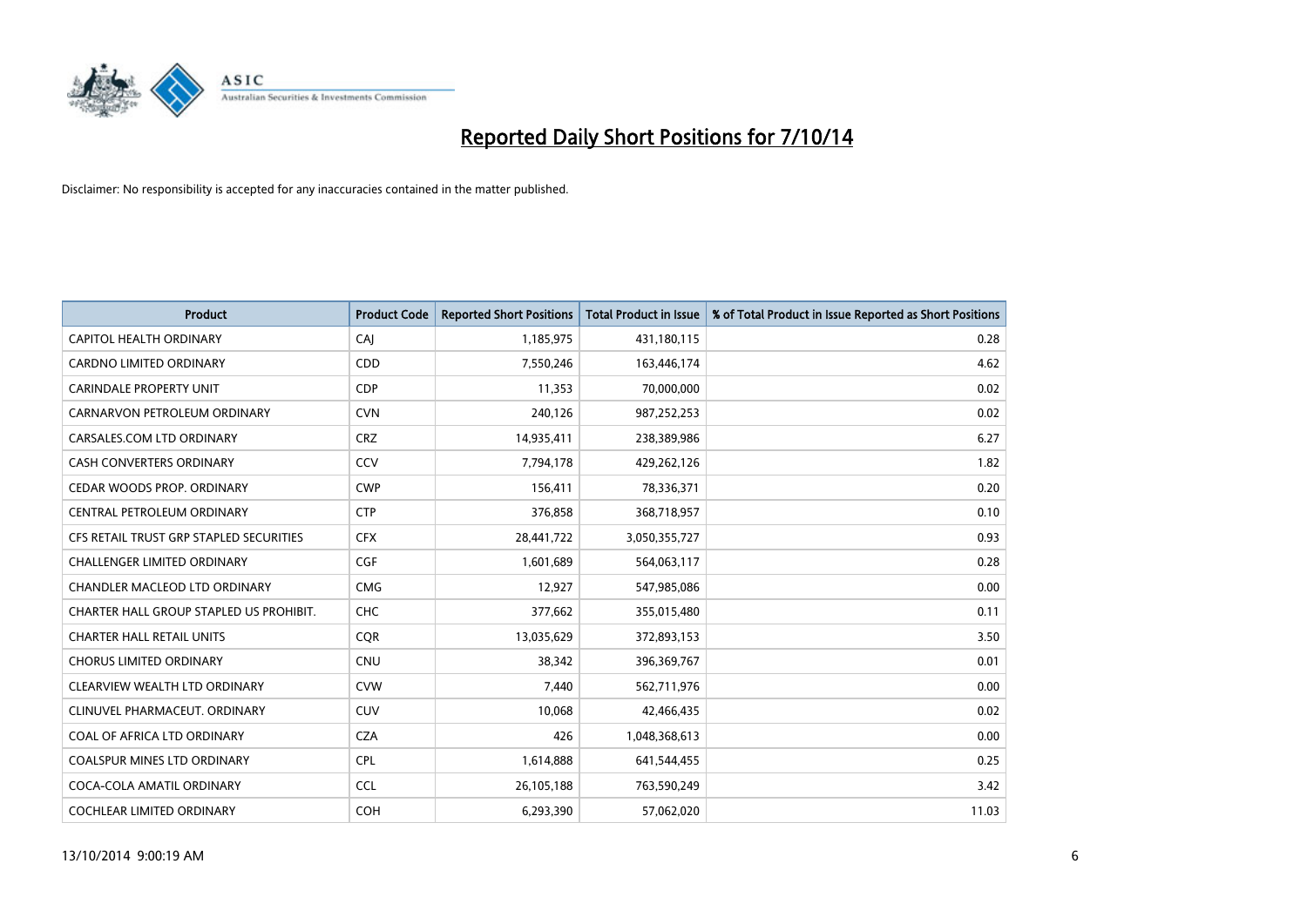# Reported Daily Short Positions for 7/10/14

Disclaimer: No responsibility is accepted for any inaccuracies contained in the matter published.

| Product | Product Code | Reported Short Positions | Total Product in Issue | % of Total Product in Issue Reported as Short Positions |
| --- | --- | --- | --- | --- |
| CAPITOL HEALTH ORDINARY | CAJ | 1,185,975 | 431,180,115 | 0.28 |
| CARDNO LIMITED ORDINARY | CDD | 7,550,246 | 163,446,174 | 4.62 |
| CARINDALE PROPERTY UNIT | CDP | 11,353 | 70,000,000 | 0.02 |
| CARNARVON PETROLEUM ORDINARY | CVN | 240,126 | 987,252,253 | 0.02 |
| CARSALES.COM LTD ORDINARY | CRZ | 14,935,411 | 238,389,986 | 6.27 |
| CASH CONVERTERS ORDINARY | CCV | 7,794,178 | 429,262,126 | 1.82 |
| CEDAR WOODS PROP. ORDINARY | CWP | 156,411 | 78,336,371 | 0.20 |
| CENTRAL PETROLEUM ORDINARY | CTP | 376,858 | 368,718,957 | 0.10 |
| CFS RETAIL TRUST GRP STAPLED SECURITIES | CFX | 28,441,722 | 3,050,355,727 | 0.93 |
| CHALLENGER LIMITED ORDINARY | CGF | 1,601,689 | 564,063,117 | 0.28 |
| CHANDLER MACLEOD LTD ORDINARY | CMG | 12,927 | 547,985,086 | 0.00 |
| CHARTER HALL GROUP STAPLED US PROHIBIT. | CHC | 377,662 | 355,015,480 | 0.11 |
| CHARTER HALL RETAIL UNITS | CQR | 13,035,629 | 372,893,153 | 3.50 |
| CHORUS LIMITED ORDINARY | CNU | 38,342 | 396,369,767 | 0.01 |
| CLEARVIEW WEALTH LTD ORDINARY | CVW | 7,440 | 562,711,976 | 0.00 |
| CLINUVEL PHARMACEUT. ORDINARY | CUV | 10,068 | 42,466,435 | 0.02 |
| COAL OF AFRICA LTD ORDINARY | CZA | 426 | 1,048,368,613 | 0.00 |
| COALSPUR MINES LTD ORDINARY | CPL | 1,614,888 | 641,544,455 | 0.25 |
| COCA-COLA AMATIL ORDINARY | CCL | 26,105,188 | 763,590,249 | 3.42 |
| COCHLEAR LIMITED ORDINARY | COH | 6,293,390 | 57,062,020 | 11.03 |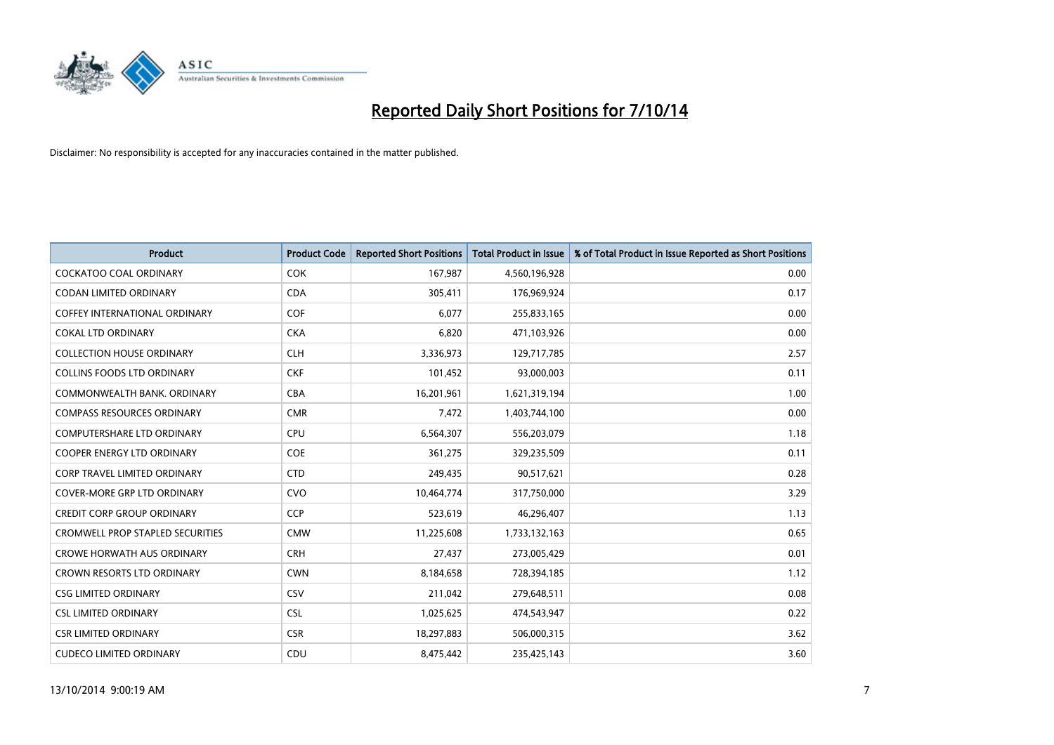# Reported Daily Short Positions for 7/10/14

Disclaimer: No responsibility is accepted for any inaccuracies contained in the matter published.

| Product | Product Code | Reported Short Positions | Total Product in Issue | % of Total Product in Issue Reported as Short Positions |
|---|---|---|---|---|
| COCKATOO COAL ORDINARY | COK | 167,987 | 4,560,196,928 | 0.00 |
| CODAN LIMITED ORDINARY | CDA | 305,411 | 176,969,924 | 0.17 |
| COFFEY INTERNATIONAL ORDINARY | COF | 6,077 | 255,833,165 | 0.00 |
| COKAL LTD ORDINARY | CKA | 6,820 | 471,103,926 | 0.00 |
| COLLECTION HOUSE ORDINARY | CLH | 3,336,973 | 129,717,785 | 2.57 |
| COLLINS FOODS LTD ORDINARY | CKF | 101,452 | 93,000,003 | 0.11 |
| COMMONWEALTH BANK. ORDINARY | CBA | 16,201,961 | 1,621,319,194 | 1.00 |
| COMPASS RESOURCES ORDINARY | CMR | 7,472 | 1,403,744,100 | 0.00 |
| COMPUTERSHARE LTD ORDINARY | CPU | 6,564,307 | 556,203,079 | 1.18 |
| COOPER ENERGY LTD ORDINARY | COE | 361,275 | 329,235,509 | 0.11 |
| CORP TRAVEL LIMITED ORDINARY | CTD | 249,435 | 90,517,621 | 0.28 |
| COVER-MORE GRP LTD ORDINARY | CVO | 10,464,774 | 317,750,000 | 3.29 |
| CREDIT CORP GROUP ORDINARY | CCP | 523,619 | 46,296,407 | 1.13 |
| CROMWELL PROP STAPLED SECURITIES | CMW | 11,225,608 | 1,733,132,163 | 0.65 |
| CROWE HORWATH AUS ORDINARY | CRH | 27,437 | 273,005,429 | 0.01 |
| CROWN RESORTS LTD ORDINARY | CWN | 8,184,658 | 728,394,185 | 1.12 |
| CSG LIMITED ORDINARY | CSV | 211,042 | 279,648,511 | 0.08 |
| CSL LIMITED ORDINARY | CSL | 1,025,625 | 474,543,947 | 0.22 |
| CSR LIMITED ORDINARY | CSR | 18,297,883 | 506,000,315 | 3.62 |
| CUDECO LIMITED ORDINARY | CDU | 8,475,442 | 235,425,143 | 3.60 |

13/10/2014 9:00:19 AM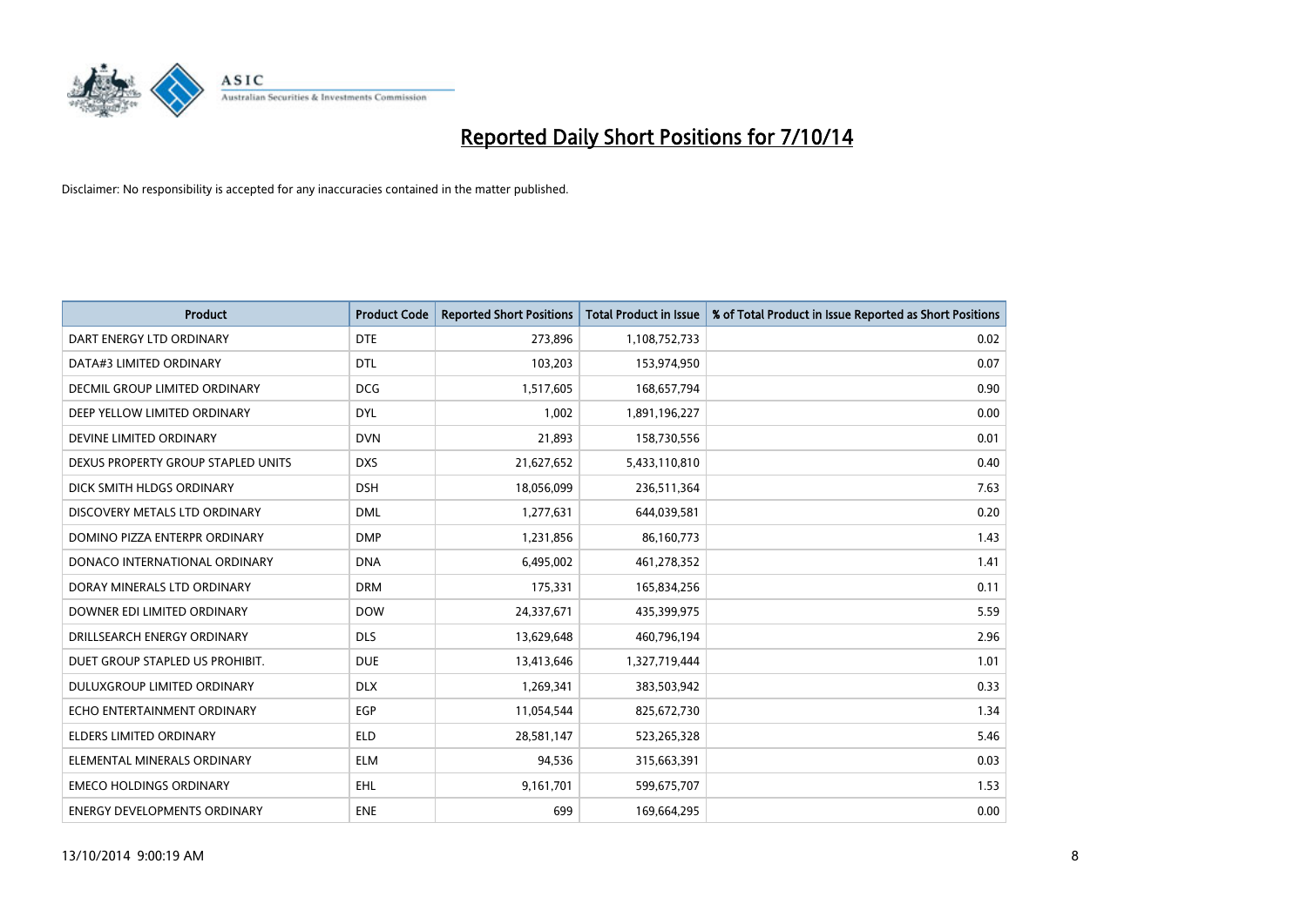# Reported Daily Short Positions for 7/10/14

Disclaimer: No responsibility is accepted for any inaccuracies contained in the matter published.

| Product | Product Code | Reported Short Positions | Total Product in Issue | % of Total Product in Issue Reported as Short Positions |
|---|---|---|---|---|
| DART ENERGY LTD ORDINARY | DTE | 273,896 | 1,108,752,733 | 0.02 |
| DATA#3 LIMITED ORDINARY | DTL | 103,203 | 153,974,950 | 0.07 |
| DECMIL GROUP LIMITED ORDINARY | DCG | 1,517,605 | 168,657,794 | 0.90 |
| DEEP YELLOW LIMITED ORDINARY | DYL | 1,002 | 1,891,196,227 | 0.00 |
| DEVINE LIMITED ORDINARY | DVN | 21,893 | 158,730,556 | 0.01 |
| DEXUS PROPERTY GROUP STAPLED UNITS | DXS | 21,627,652 | 5,433,110,810 | 0.40 |
| DICK SMITH HLDGS ORDINARY | DSH | 18,056,099 | 236,511,364 | 7.63 |
| DISCOVERY METALS LTD ORDINARY | DML | 1,277,631 | 644,039,581 | 0.20 |
| DOMINO PIZZA ENTERPR ORDINARY | DMP | 1,231,856 | 86,160,773 | 1.43 |
| DONACO INTERNATIONAL ORDINARY | DNA | 6,495,002 | 461,278,352 | 1.41 |
| DORAY MINERALS LTD ORDINARY | DRM | 175,331 | 165,834,256 | 0.11 |
| DOWNER EDI LIMITED ORDINARY | DOW | 24,337,671 | 435,399,975 | 5.59 |
| DRILLSEARCH ENERGY ORDINARY | DLS | 13,629,648 | 460,796,194 | 2.96 |
| DUET GROUP STAPLED US PROHIBIT. | DUE | 13,413,646 | 1,327,719,444 | 1.01 |
| DULUXGROUP LIMITED ORDINARY | DLX | 1,269,341 | 383,503,942 | 0.33 |
| ECHO ENTERTAINMENT ORDINARY | EGP | 11,054,544 | 825,672,730 | 1.34 |
| ELDERS LIMITED ORDINARY | ELD | 28,581,147 | 523,265,328 | 5.46 |
| ELEMENTAL MINERALS ORDINARY | ELM | 94,536 | 315,663,391 | 0.03 |
| EMECO HOLDINGS ORDINARY | EHL | 9,161,701 | 599,675,707 | 1.53 |
| ENERGY DEVELOPMENTS ORDINARY | ENE | 699 | 169,664,295 | 0.00 |

13/10/2014 9:00:19 AM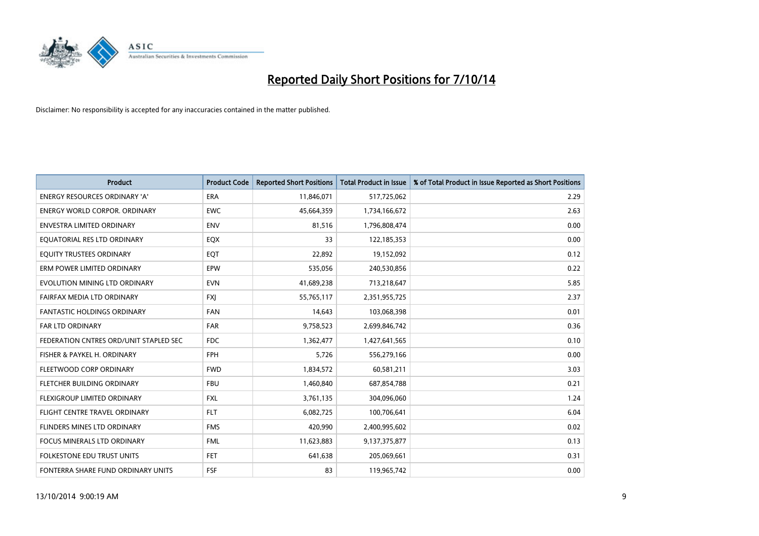# Reported Daily Short Positions for 7/10/14

Disclaimer: No responsibility is accepted for any inaccuracies contained in the matter published.

| Product | Product Code | Reported Short Positions | Total Product in Issue | % of Total Product in Issue Reported as Short Positions |
|---|---|---|---|---|
| ENERGY RESOURCES ORDINARY 'A' | ERA | 11,846,071 | 517,725,062 | 2.29 |
| ENERGY WORLD CORPOR. ORDINARY | EWC | 45,664,359 | 1,734,166,672 | 2.63 |
| ENVESTRA LIMITED ORDINARY | ENV | 81,516 | 1,796,808,474 | 0.00 |
| EQUATORIAL RES LTD ORDINARY | EQX | 33 | 122,185,353 | 0.00 |
| EQUITY TRUSTEES ORDINARY | EQT | 22,892 | 19,152,092 | 0.12 |
| ERM POWER LIMITED ORDINARY | EPW | 535,056 | 240,530,856 | 0.22 |
| EVOLUTION MINING LTD ORDINARY | EVN | 41,689,238 | 713,218,647 | 5.85 |
| FAIRFAX MEDIA LTD ORDINARY | FXJ | 55,765,117 | 2,351,955,725 | 2.37 |
| FANTASTIC HOLDINGS ORDINARY | FAN | 14,643 | 103,068,398 | 0.01 |
| FAR LTD ORDINARY | FAR | 9,758,523 | 2,699,846,742 | 0.36 |
| FEDERATION CNTRES ORD/UNIT STAPLED SEC | FDC | 1,362,477 | 1,427,641,565 | 0.10 |
| FISHER & PAYKEL H. ORDINARY | FPH | 5,726 | 556,279,166 | 0.00 |
| FLEETWOOD CORP ORDINARY | FWD | 1,834,572 | 60,581,211 | 3.03 |
| FLETCHER BUILDING ORDINARY | FBU | 1,460,840 | 687,854,788 | 0.21 |
| FLEXIGROUP LIMITED ORDINARY | FXL | 3,761,135 | 304,096,060 | 1.24 |
| FLIGHT CENTRE TRAVEL ORDINARY | FLT | 6,082,725 | 100,706,641 | 6.04 |
| FLINDERS MINES LTD ORDINARY | FMS | 420,990 | 2,400,995,602 | 0.02 |
| FOCUS MINERALS LTD ORDINARY | FML | 11,623,883 | 9,137,375,877 | 0.13 |
| FOLKESTONE EDU TRUST UNITS | FET | 641,638 | 205,069,661 | 0.31 |
| FONTERRA SHARE FUND ORDINARY UNITS | FSF | 83 | 119,965,742 | 0.00 |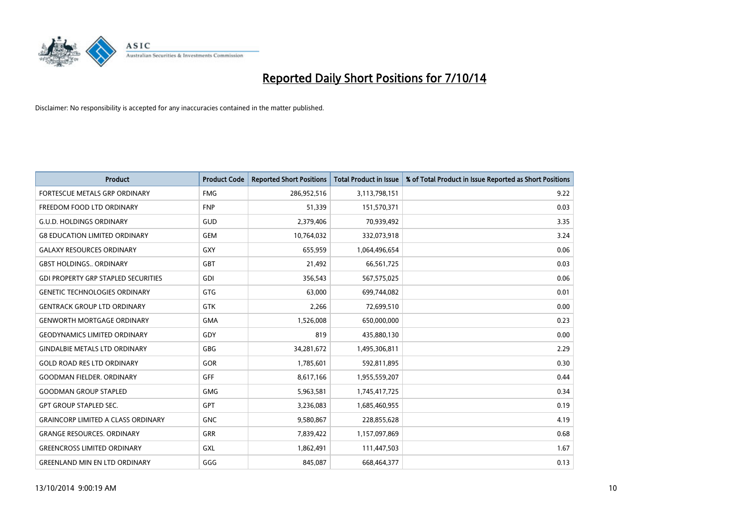# Reported Daily Short Positions for 7/10/14

Disclaimer: No responsibility is accepted for any inaccuracies contained in the matter published.

| Product | Product Code | Reported Short Positions | Total Product in Issue | % of Total Product in Issue Reported as Short Positions |
|---|---|---|---|---|
| FORTESCUE METALS GRP ORDINARY | FMG | 286,952,516 | 3,113,798,151 | 9.22 |
| FREEDOM FOOD LTD ORDINARY | FNP | 51,339 | 151,570,371 | 0.03 |
| G.U.D. HOLDINGS ORDINARY | GUD | 2,379,406 | 70,939,492 | 3.35 |
| G8 EDUCATION LIMITED ORDINARY | GEM | 10,764,032 | 332,073,918 | 3.24 |
| GALAXY RESOURCES ORDINARY | GXY | 655,959 | 1,064,496,654 | 0.06 |
| GBST HOLDINGS.. ORDINARY | GBT | 21,492 | 66,561,725 | 0.03 |
| GDI PROPERTY GRP STAPLED SECURITIES | GDI | 356,543 | 567,575,025 | 0.06 |
| GENETIC TECHNOLOGIES ORDINARY | GTG | 63,000 | 699,744,082 | 0.01 |
| GENTRACK GROUP LTD ORDINARY | GTK | 2,266 | 72,699,510 | 0.00 |
| GENWORTH MORTGAGE ORDINARY | GMA | 1,526,008 | 650,000,000 | 0.23 |
| GEODYNAMICS LIMITED ORDINARY | GDY | 819 | 435,880,130 | 0.00 |
| GINDALBIE METALS LTD ORDINARY | GBG | 34,281,672 | 1,495,306,811 | 2.29 |
| GOLD ROAD RES LTD ORDINARY | GOR | 1,785,601 | 592,811,895 | 0.30 |
| GOODMAN FIELDER. ORDINARY | GFF | 8,617,166 | 1,955,559,207 | 0.44 |
| GOODMAN GROUP STAPLED | GMG | 5,963,581 | 1,745,417,725 | 0.34 |
| GPT GROUP STAPLED SEC. | GPT | 3,236,083 | 1,685,460,955 | 0.19 |
| GRAINCORP LIMITED A CLASS ORDINARY | GNC | 9,580,867 | 228,855,628 | 4.19 |
| GRANGE RESOURCES. ORDINARY | GRR | 7,839,422 | 1,157,097,869 | 0.68 |
| GREENCROSS LIMITED ORDINARY | GXL | 1,862,491 | 111,447,503 | 1.67 |
| GREENLAND MIN EN LTD ORDINARY | GGG | 845,087 | 668,464,377 | 0.13 |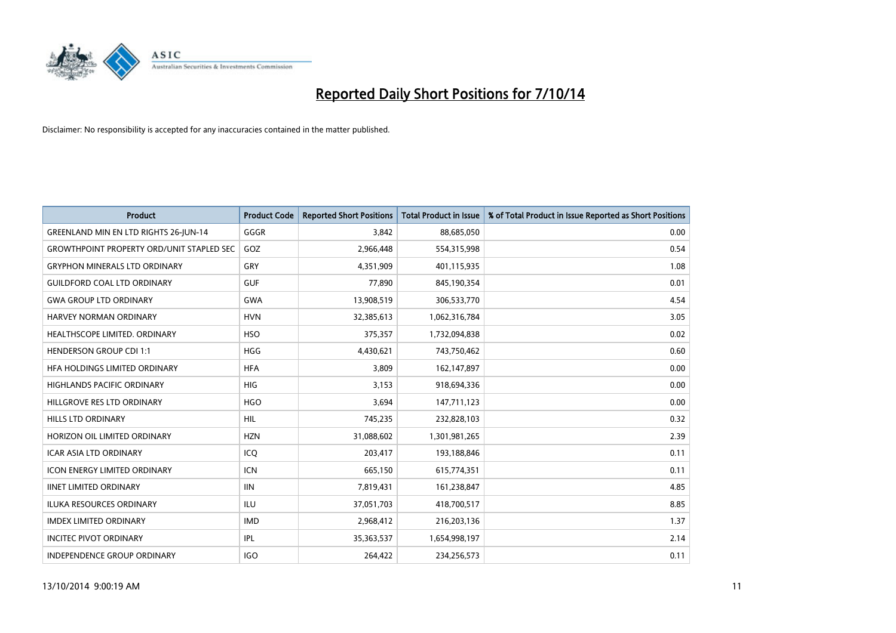# Reported Daily Short Positions for 7/10/14

Disclaimer: No responsibility is accepted for any inaccuracies contained in the matter published.

| Product | Product Code | Reported Short Positions | Total Product in Issue | % of Total Product in Issue Reported as Short Positions |
|---|---|---|---|---|
| GREENLAND MIN EN LTD RIGHTS 26-JUN-14 | GGGR | 3,842 | 88,685,050 | 0.00 |
| GROWTHPOINT PROPERTY ORD/UNIT STAPLED SEC | GOZ | 2,966,448 | 554,315,998 | 0.54 |
| GRYPHON MINERALS LTD ORDINARY | GRY | 4,351,909 | 401,115,935 | 1.08 |
| GUILDFORD COAL LTD ORDINARY | GUF | 77,890 | 845,190,354 | 0.01 |
| GWA GROUP LTD ORDINARY | GWA | 13,908,519 | 306,533,770 | 4.54 |
| HARVEY NORMAN ORDINARY | HVN | 32,385,613 | 1,062,316,784 | 3.05 |
| HEALTHSCOPE LIMITED. ORDINARY | HSO | 375,357 | 1,732,094,838 | 0.02 |
| HENDERSON GROUP CDI 1:1 | HGG | 4,430,621 | 743,750,462 | 0.60 |
| HFA HOLDINGS LIMITED ORDINARY | HFA | 3,809 | 162,147,897 | 0.00 |
| HIGHLANDS PACIFIC ORDINARY | HIG | 3,153 | 918,694,336 | 0.00 |
| HILLGROVE RES LTD ORDINARY | HGO | 3,694 | 147,711,123 | 0.00 |
| HILLS LTD ORDINARY | HIL | 745,235 | 232,828,103 | 0.32 |
| HORIZON OIL LIMITED ORDINARY | HZN | 31,088,602 | 1,301,981,265 | 2.39 |
| ICAR ASIA LTD ORDINARY | ICQ | 203,417 | 193,188,846 | 0.11 |
| ICON ENERGY LIMITED ORDINARY | ICN | 665,150 | 615,774,351 | 0.11 |
| IINET LIMITED ORDINARY | IIN | 7,819,431 | 161,238,847 | 4.85 |
| ILUKA RESOURCES ORDINARY | ILU | 37,051,703 | 418,700,517 | 8.85 |
| IMDEX LIMITED ORDINARY | IMD | 2,968,412 | 216,203,136 | 1.37 |
| INCITEC PIVOT ORDINARY | IPL | 35,363,537 | 1,654,998,197 | 2.14 |
| INDEPENDENCE GROUP ORDINARY | IGO | 264,422 | 234,256,573 | 0.11 |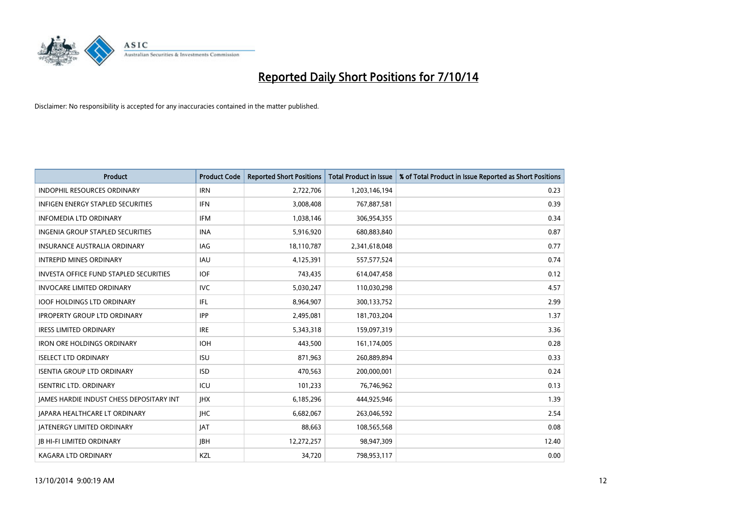# Reported Daily Short Positions for 7/10/14

Disclaimer: No responsibility is accepted for any inaccuracies contained in the matter published.

| Product | Product Code | Reported Short Positions | Total Product in Issue | % of Total Product in Issue Reported as Short Positions |
|---|---|---|---|---|
| INDOPHIL RESOURCES ORDINARY | IRN | 2,722,706 | 1,203,146,194 | 0.23 |
| INFIGEN ENERGY STAPLED SECURITIES | IFN | 3,008,408 | 767,887,581 | 0.39 |
| INFOMEDIA LTD ORDINARY | IFM | 1,038,146 | 306,954,355 | 0.34 |
| INGENIA GROUP STAPLED SECURITIES | INA | 5,916,920 | 680,883,840 | 0.87 |
| INSURANCE AUSTRALIA ORDINARY | IAG | 18,110,787 | 2,341,618,048 | 0.77 |
| INTREPID MINES ORDINARY | IAU | 4,125,391 | 557,577,524 | 0.74 |
| INVESTA OFFICE FUND STAPLED SECURITIES | IOF | 743,435 | 614,047,458 | 0.12 |
| INVOCARE LIMITED ORDINARY | IVC | 5,030,247 | 110,030,298 | 4.57 |
| IOOF HOLDINGS LTD ORDINARY | IFL | 8,964,907 | 300,133,752 | 2.99 |
| IPROPERTY GROUP LTD ORDINARY | IPP | 2,495,081 | 181,703,204 | 1.37 |
| IRESS LIMITED ORDINARY | IRE | 5,343,318 | 159,097,319 | 3.36 |
| IRON ORE HOLDINGS ORDINARY | IOH | 443,500 | 161,174,005 | 0.28 |
| ISELECT LTD ORDINARY | ISU | 871,963 | 260,889,894 | 0.33 |
| ISENTIA GROUP LTD ORDINARY | ISD | 470,563 | 200,000,001 | 0.24 |
| ISENTRIC LTD. ORDINARY | ICU | 101,233 | 76,746,962 | 0.13 |
| JAMES HARDIE INDUST CHESS DEPOSITARY INT | JHX | 6,185,296 | 444,925,946 | 1.39 |
| JAPARA HEALTHCARE LT ORDINARY | JHC | 6,682,067 | 263,046,592 | 2.54 |
| JATENERGY LIMITED ORDINARY | JAT | 88,663 | 108,565,568 | 0.08 |
| JB HI-FI LIMITED ORDINARY | JBH | 12,272,257 | 98,947,309 | 12.40 |
| KAGARA LTD ORDINARY | KZL | 34,720 | 798,953,117 | 0.00 |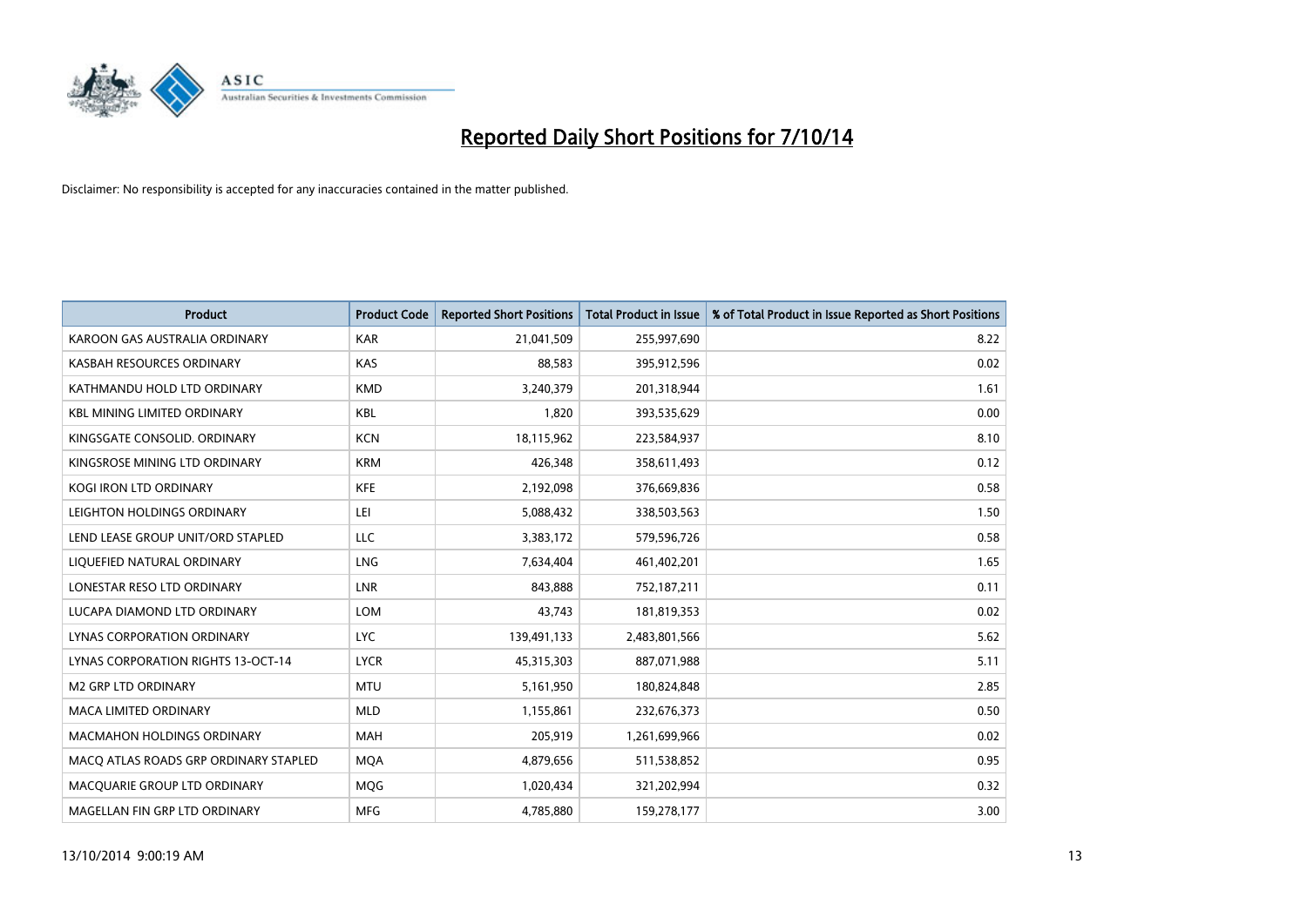# Reported Daily Short Positions for 7/10/14

Disclaimer: No responsibility is accepted for any inaccuracies contained in the matter published.

| Product | Product Code | Reported Short Positions | Total Product in Issue | % of Total Product in Issue Reported as Short Positions |
|---|---|---|---|---|
| KAROON GAS AUSTRALIA ORDINARY | KAR | 21,041,509 | 255,997,690 | 8.22 |
| KASBAH RESOURCES ORDINARY | KAS | 88,583 | 395,912,596 | 0.02 |
| KATHMANDU HOLD LTD ORDINARY | KMD | 3,240,379 | 201,318,944 | 1.61 |
| KBL MINING LIMITED ORDINARY | KBL | 1,820 | 393,535,629 | 0.00 |
| KINGSGATE CONSOLID. ORDINARY | KCN | 18,115,962 | 223,584,937 | 8.10 |
| KINGSROSE MINING LTD ORDINARY | KRM | 426,348 | 358,611,493 | 0.12 |
| KOGI IRON LTD ORDINARY | KFE | 2,192,098 | 376,669,836 | 0.58 |
| LEIGHTON HOLDINGS ORDINARY | LEI | 5,088,432 | 338,503,563 | 1.50 |
| LEND LEASE GROUP UNIT/ORD STAPLED | LLC | 3,383,172 | 579,596,726 | 0.58 |
| LIQUEFIED NATURAL ORDINARY | LNG | 7,634,404 | 461,402,201 | 1.65 |
| LONESTAR RESO LTD ORDINARY | LNR | 843,888 | 752,187,211 | 0.11 |
| LUCAPA DIAMOND LTD ORDINARY | LOM | 43,743 | 181,819,353 | 0.02 |
| LYNAS CORPORATION ORDINARY | LYC | 139,491,133 | 2,483,801,566 | 5.62 |
| LYNAS CORPORATION RIGHTS 13-OCT-14 | LYCR | 45,315,303 | 887,071,988 | 5.11 |
| M2 GRP LTD ORDINARY | MTU | 5,161,950 | 180,824,848 | 2.85 |
| MACA LIMITED ORDINARY | MLD | 1,155,861 | 232,676,373 | 0.50 |
| MACMAHON HOLDINGS ORDINARY | MAH | 205,919 | 1,261,699,966 | 0.02 |
| MACQ ATLAS ROADS GRP ORDINARY STAPLED | MQA | 4,879,656 | 511,538,852 | 0.95 |
| MACQUARIE GROUP LTD ORDINARY | MQG | 1,020,434 | 321,202,994 | 0.32 |
| MAGELLAN FIN GRP LTD ORDINARY | MFG | 4,785,880 | 159,278,177 | 3.00 |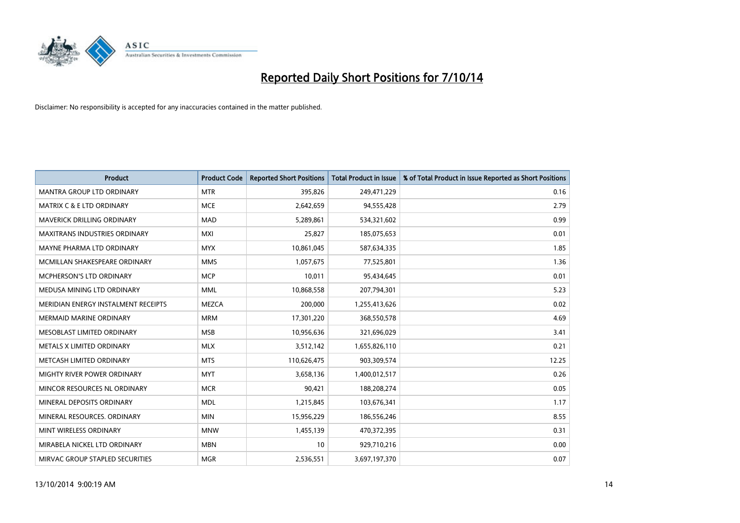# Reported Daily Short Positions for 7/10/14

Disclaimer: No responsibility is accepted for any inaccuracies contained in the matter published.

| Product | Product Code | Reported Short Positions | Total Product in Issue | % of Total Product in Issue Reported as Short Positions |
|---|---|---|---|---|
| MANTRA GROUP LTD ORDINARY | MTR | 395,826 | 249,471,229 | 0.16 |
| MATRIX C & E LTD ORDINARY | MCE | 2,642,659 | 94,555,428 | 2.79 |
| MAVERICK DRILLING ORDINARY | MAD | 5,289,861 | 534,321,602 | 0.99 |
| MAXITRANS INDUSTRIES ORDINARY | MXI | 25,827 | 185,075,653 | 0.01 |
| MAYNE PHARMA LTD ORDINARY | MYX | 10,861,045 | 587,634,335 | 1.85 |
| MCMILLAN SHAKESPEARE ORDINARY | MMS | 1,057,675 | 77,525,801 | 1.36 |
| MCPHERSON'S LTD ORDINARY | MCP | 10,011 | 95,434,645 | 0.01 |
| MEDUSA MINING LTD ORDINARY | MML | 10,868,558 | 207,794,301 | 5.23 |
| MERIDIAN ENERGY INSTALMENT RECEIPTS | MEZCA | 200,000 | 1,255,413,626 | 0.02 |
| MERMAID MARINE ORDINARY | MRM | 17,301,220 | 368,550,578 | 4.69 |
| MESOBLAST LIMITED ORDINARY | MSB | 10,956,636 | 321,696,029 | 3.41 |
| METALS X LIMITED ORDINARY | MLX | 3,512,142 | 1,655,826,110 | 0.21 |
| METCASH LIMITED ORDINARY | MTS | 110,626,475 | 903,309,574 | 12.25 |
| MIGHTY RIVER POWER ORDINARY | MYT | 3,658,136 | 1,400,012,517 | 0.26 |
| MINCOR RESOURCES NL ORDINARY | MCR | 90,421 | 188,208,274 | 0.05 |
| MINERAL DEPOSITS ORDINARY | MDL | 1,215,845 | 103,676,341 | 1.17 |
| MINERAL RESOURCES. ORDINARY | MIN | 15,956,229 | 186,556,246 | 8.55 |
| MINT WIRELESS ORDINARY | MNW | 1,455,139 | 470,372,395 | 0.31 |
| MIRABELA NICKEL LTD ORDINARY | MBN | 10 | 929,710,216 | 0.00 |
| MIRVAC GROUP STAPLED SECURITIES | MGR | 2,536,551 | 3,697,197,370 | 0.07 |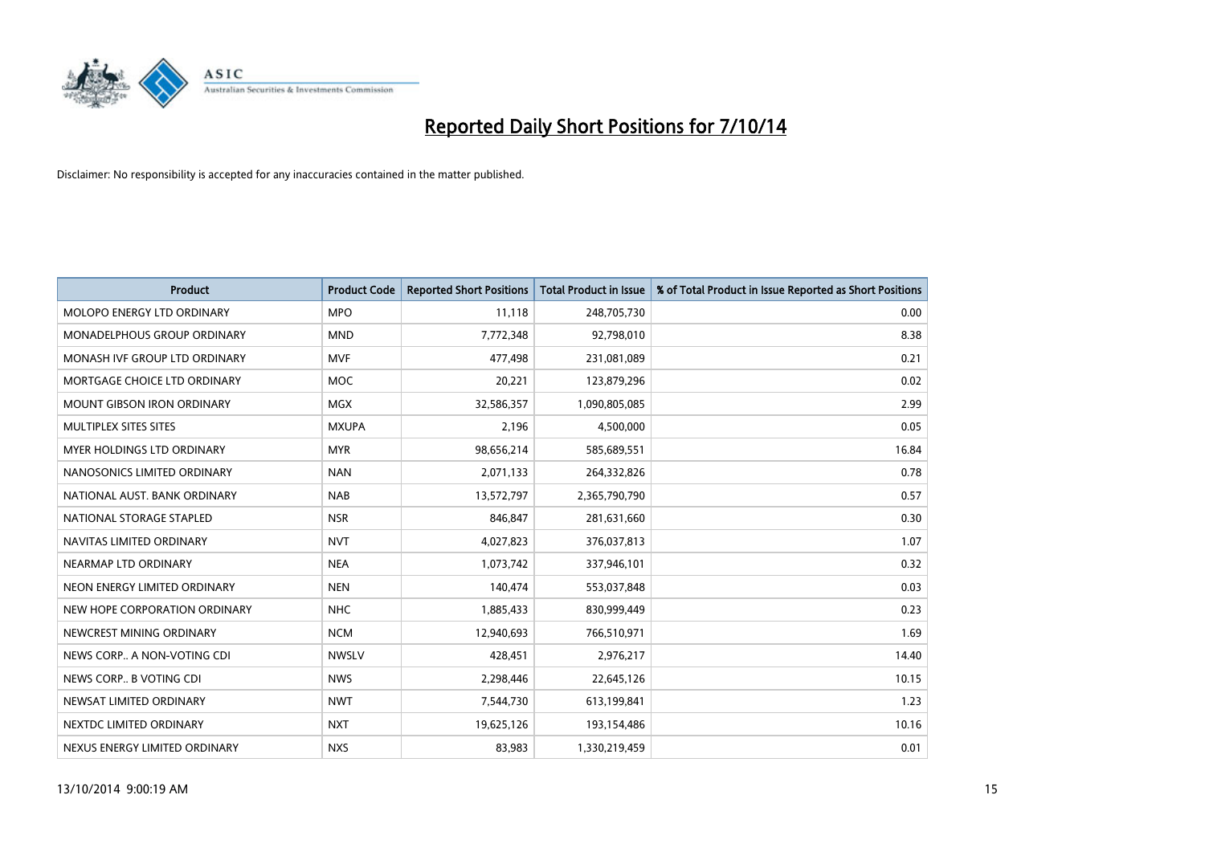# Reported Daily Short Positions for 7/10/14

Disclaimer: No responsibility is accepted for any inaccuracies contained in the matter published.

| Product | Product Code | Reported Short Positions | Total Product in Issue | % of Total Product in Issue Reported as Short Positions |
|---|---|---|---|---|
| MOLOPO ENERGY LTD ORDINARY | MPO | 11,118 | 248,705,730 | 0.00 |
| MONADELPHOUS GROUP ORDINARY | MND | 7,772,348 | 92,798,010 | 8.38 |
| MONASH IVF GROUP LTD ORDINARY | MVF | 477,498 | 231,081,089 | 0.21 |
| MORTGAGE CHOICE LTD ORDINARY | MOC | 20,221 | 123,879,296 | 0.02 |
| MOUNT GIBSON IRON ORDINARY | MGX | 32,586,357 | 1,090,805,085 | 2.99 |
| MULTIPLEX SITES SITES | MXUPA | 2,196 | 4,500,000 | 0.05 |
| MYER HOLDINGS LTD ORDINARY | MYR | 98,656,214 | 585,689,551 | 16.84 |
| NANOSONICS LIMITED ORDINARY | NAN | 2,071,133 | 264,332,826 | 0.78 |
| NATIONAL AUST. BANK ORDINARY | NAB | 13,572,797 | 2,365,790,790 | 0.57 |
| NATIONAL STORAGE STAPLED | NSR | 846,847 | 281,631,660 | 0.30 |
| NAVITAS LIMITED ORDINARY | NVT | 4,027,823 | 376,037,813 | 1.07 |
| NEARMAP LTD ORDINARY | NEA | 1,073,742 | 337,946,101 | 0.32 |
| NEON ENERGY LIMITED ORDINARY | NEN | 140,474 | 553,037,848 | 0.03 |
| NEW HOPE CORPORATION ORDINARY | NHC | 1,885,433 | 830,999,449 | 0.23 |
| NEWCREST MINING ORDINARY | NCM | 12,940,693 | 766,510,971 | 1.69 |
| NEWS CORP.. A NON-VOTING CDI | NWSLV | 428,451 | 2,976,217 | 14.40 |
| NEWS CORP.. B VOTING CDI | NWS | 2,298,446 | 22,645,126 | 10.15 |
| NEWSAT LIMITED ORDINARY | NWT | 7,544,730 | 613,199,841 | 1.23 |
| NEXTDC LIMITED ORDINARY | NXT | 19,625,126 | 193,154,486 | 10.16 |
| NEXUS ENERGY LIMITED ORDINARY | NXS | 83,983 | 1,330,219,459 | 0.01 |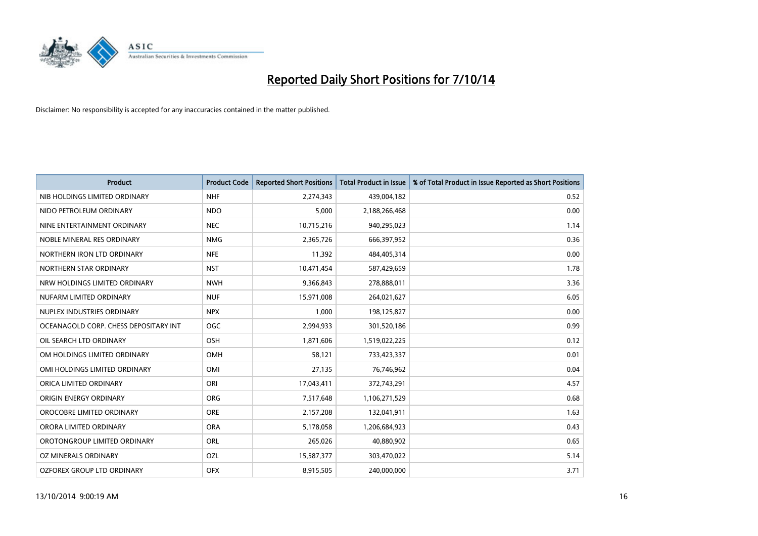# Reported Daily Short Positions for 7/10/14

Disclaimer: No responsibility is accepted for any inaccuracies contained in the matter published.

| Product | Product Code | Reported Short Positions | Total Product in Issue | % of Total Product in Issue Reported as Short Positions |
|---|---|---|---|---|
| NIB HOLDINGS LIMITED ORDINARY | NHF | 2,274,343 | 439,004,182 | 0.52 |
| NIDO PETROLEUM ORDINARY | NDO | 5,000 | 2,188,266,468 | 0.00 |
| NINE ENTERTAINMENT ORDINARY | NEC | 10,715,216 | 940,295,023 | 1.14 |
| NOBLE MINERAL RES ORDINARY | NMG | 2,365,726 | 666,397,952 | 0.36 |
| NORTHERN IRON LTD ORDINARY | NFE | 11,392 | 484,405,314 | 0.00 |
| NORTHERN STAR ORDINARY | NST | 10,471,454 | 587,429,659 | 1.78 |
| NRW HOLDINGS LIMITED ORDINARY | NWH | 9,366,843 | 278,888,011 | 3.36 |
| NUFARM LIMITED ORDINARY | NUF | 15,971,008 | 264,021,627 | 6.05 |
| NUPLEX INDUSTRIES ORDINARY | NPX | 1,000 | 198,125,827 | 0.00 |
| OCEANAGOLD CORP. CHESS DEPOSITARY INT | OGC | 2,994,933 | 301,520,186 | 0.99 |
| OIL SEARCH LTD ORDINARY | OSH | 1,871,606 | 1,519,022,225 | 0.12 |
| OM HOLDINGS LIMITED ORDINARY | OMH | 58,121 | 733,423,337 | 0.01 |
| OMI HOLDINGS LIMITED ORDINARY | OMI | 27,135 | 76,746,962 | 0.04 |
| ORICA LIMITED ORDINARY | ORI | 17,043,411 | 372,743,291 | 4.57 |
| ORIGIN ENERGY ORDINARY | ORG | 7,517,648 | 1,106,271,529 | 0.68 |
| OROCOBRE LIMITED ORDINARY | ORE | 2,157,208 | 132,041,911 | 1.63 |
| ORORA LIMITED ORDINARY | ORA | 5,178,058 | 1,206,684,923 | 0.43 |
| OROTONGROUP LIMITED ORDINARY | ORL | 265,026 | 40,880,902 | 0.65 |
| OZ MINERALS ORDINARY | OZL | 15,587,377 | 303,470,022 | 5.14 |
| OZFOREX GROUP LTD ORDINARY | OFX | 8,915,505 | 240,000,000 | 3.71 |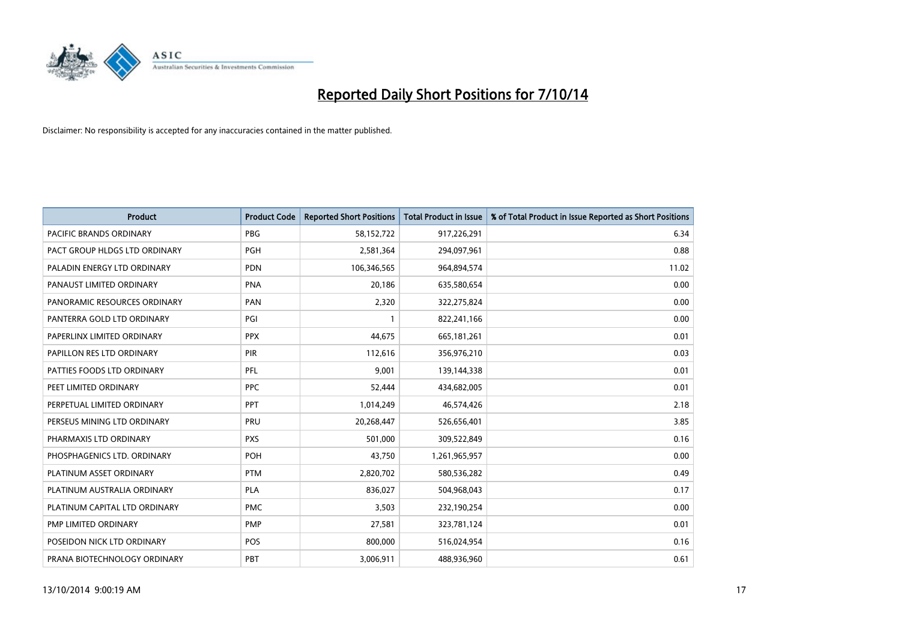# Reported Daily Short Positions for 7/10/14

Disclaimer: No responsibility is accepted for any inaccuracies contained in the matter published.

| Product | Product Code | Reported Short Positions | Total Product in Issue | % of Total Product in Issue Reported as Short Positions |
|---|---|---|---|---|
| PACIFIC BRANDS ORDINARY | PBG | 58,152,722 | 917,226,291 | 6.34 |
| PACT GROUP HLDGS LTD ORDINARY | PGH | 2,581,364 | 294,097,961 | 0.88 |
| PALADIN ENERGY LTD ORDINARY | PDN | 106,346,565 | 964,894,574 | 11.02 |
| PANAUST LIMITED ORDINARY | PNA | 20,186 | 635,580,654 | 0.00 |
| PANORAMIC RESOURCES ORDINARY | PAN | 2,320 | 322,275,824 | 0.00 |
| PANTERRA GOLD LTD ORDINARY | PGI | 1 | 822,241,166 | 0.00 |
| PAPERLINX LIMITED ORDINARY | PPX | 44,675 | 665,181,261 | 0.01 |
| PAPILLON RES LTD ORDINARY | PIR | 112,616 | 356,976,210 | 0.03 |
| PATTIES FOODS LTD ORDINARY | PFL | 9,001 | 139,144,338 | 0.01 |
| PEET LIMITED ORDINARY | PPC | 52,444 | 434,682,005 | 0.01 |
| PERPETUAL LIMITED ORDINARY | PPT | 1,014,249 | 46,574,426 | 2.18 |
| PERSEUS MINING LTD ORDINARY | PRU | 20,268,447 | 526,656,401 | 3.85 |
| PHARMAXIS LTD ORDINARY | PXS | 501,000 | 309,522,849 | 0.16 |
| PHOSPHAGENICS LTD. ORDINARY | POH | 43,750 | 1,261,965,957 | 0.00 |
| PLATINUM ASSET ORDINARY | PTM | 2,820,702 | 580,536,282 | 0.49 |
| PLATINUM AUSTRALIA ORDINARY | PLA | 836,027 | 504,968,043 | 0.17 |
| PLATINUM CAPITAL LTD ORDINARY | PMC | 3,503 | 232,190,254 | 0.00 |
| PMP LIMITED ORDINARY | PMP | 27,581 | 323,781,124 | 0.01 |
| POSEIDON NICK LTD ORDINARY | POS | 800,000 | 516,024,954 | 0.16 |
| PRANA BIOTECHNOLOGY ORDINARY | PBT | 3,006,911 | 488,936,960 | 0.61 |

13/10/2014 9:00:19 AM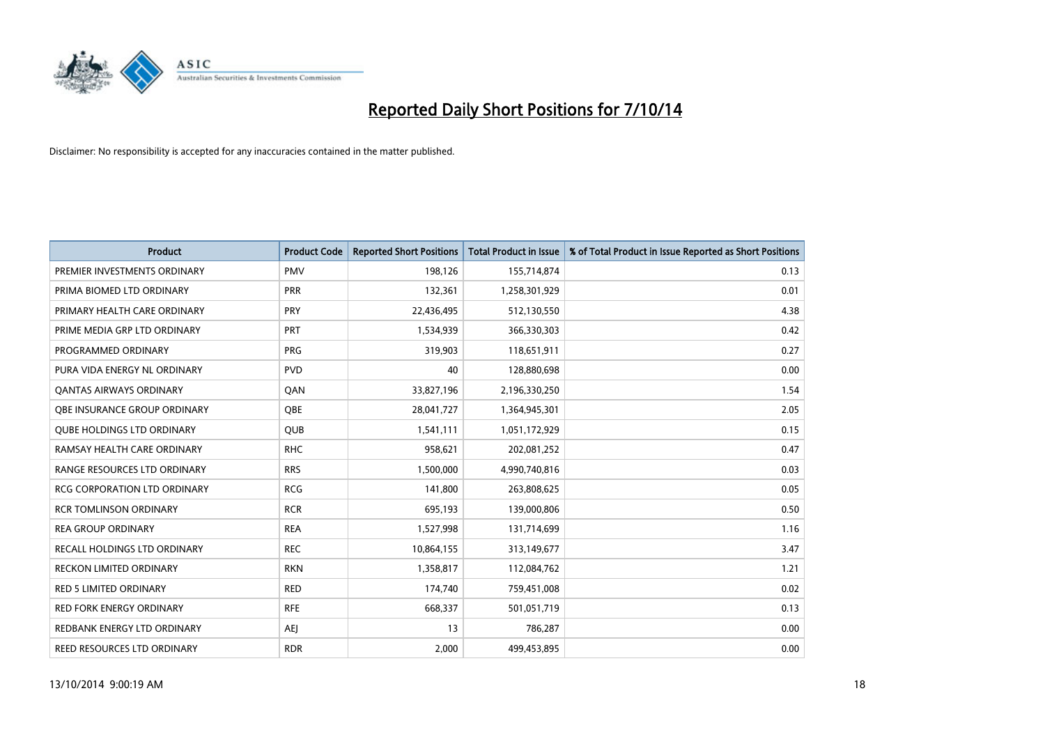# Reported Daily Short Positions for 7/10/14

Disclaimer: No responsibility is accepted for any inaccuracies contained in the matter published.

| Product | Product Code | Reported Short Positions | Total Product in Issue | % of Total Product in Issue Reported as Short Positions |
|---|---|---|---|---|
| PREMIER INVESTMENTS ORDINARY | PMV | 198,126 | 155,714,874 | 0.13 |
| PRIMA BIOMED LTD ORDINARY | PRR | 132,361 | 1,258,301,929 | 0.01 |
| PRIMARY HEALTH CARE ORDINARY | PRY | 22,436,495 | 512,130,550 | 4.38 |
| PRIME MEDIA GRP LTD ORDINARY | PRT | 1,534,939 | 366,330,303 | 0.42 |
| PROGRAMMED ORDINARY | PRG | 319,903 | 118,651,911 | 0.27 |
| PURA VIDA ENERGY NL ORDINARY | PVD | 40 | 128,880,698 | 0.00 |
| QANTAS AIRWAYS ORDINARY | QAN | 33,827,196 | 2,196,330,250 | 1.54 |
| QBE INSURANCE GROUP ORDINARY | QBE | 28,041,727 | 1,364,945,301 | 2.05 |
| QUBE HOLDINGS LTD ORDINARY | QUB | 1,541,111 | 1,051,172,929 | 0.15 |
| RAMSAY HEALTH CARE ORDINARY | RHC | 958,621 | 202,081,252 | 0.47 |
| RANGE RESOURCES LTD ORDINARY | RRS | 1,500,000 | 4,990,740,816 | 0.03 |
| RCG CORPORATION LTD ORDINARY | RCG | 141,800 | 263,808,625 | 0.05 |
| RCR TOMLINSON ORDINARY | RCR | 695,193 | 139,000,806 | 0.50 |
| REA GROUP ORDINARY | REA | 1,527,998 | 131,714,699 | 1.16 |
| RECALL HOLDINGS LTD ORDINARY | REC | 10,864,155 | 313,149,677 | 3.47 |
| RECKON LIMITED ORDINARY | RKN | 1,358,817 | 112,084,762 | 1.21 |
| RED 5 LIMITED ORDINARY | RED | 174,740 | 759,451,008 | 0.02 |
| RED FORK ENERGY ORDINARY | RFE | 668,337 | 501,051,719 | 0.13 |
| REDBANK ENERGY LTD ORDINARY | AEJ | 13 | 786,287 | 0.00 |
| REED RESOURCES LTD ORDINARY | RDR | 2,000 | 499,453,895 | 0.00 |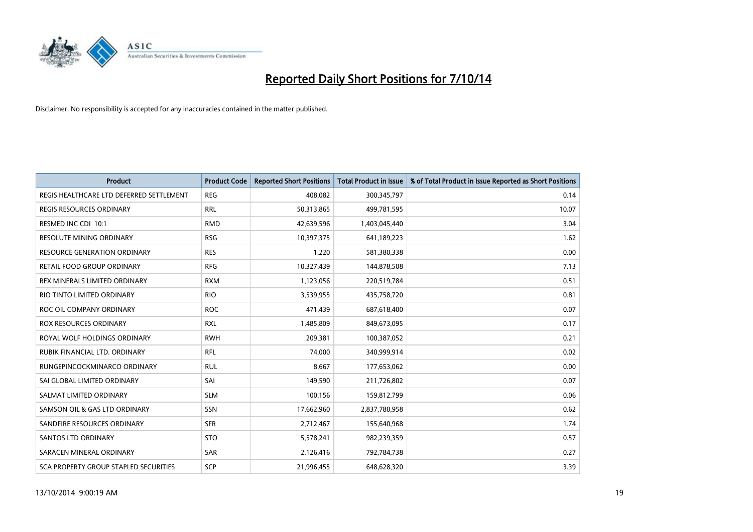# Reported Daily Short Positions for 7/10/14

Disclaimer: No responsibility is accepted for any inaccuracies contained in the matter published.

| Product | Product Code | Reported Short Positions | Total Product in Issue | % of Total Product in Issue Reported as Short Positions |
|---|---|---|---|---|
| REGIS HEALTHCARE LTD DEFERRED SETTLEMENT | REG | 408,082 | 300,345,797 | 0.14 |
| REGIS RESOURCES ORDINARY | RRL | 50,313,865 | 499,781,595 | 10.07 |
| RESMED INC CDI 10:1 | RMD | 42,639,596 | 1,403,045,440 | 3.04 |
| RESOLUTE MINING ORDINARY | RSG | 10,397,375 | 641,189,223 | 1.62 |
| RESOURCE GENERATION ORDINARY | RES | 1,220 | 581,380,338 | 0.00 |
| RETAIL FOOD GROUP ORDINARY | RFG | 10,327,439 | 144,878,508 | 7.13 |
| REX MINERALS LIMITED ORDINARY | RXM | 1,123,056 | 220,519,784 | 0.51 |
| RIO TINTO LIMITED ORDINARY | RIO | 3,539,955 | 435,758,720 | 0.81 |
| ROC OIL COMPANY ORDINARY | ROC | 471,439 | 687,618,400 | 0.07 |
| ROX RESOURCES ORDINARY | RXL | 1,485,809 | 849,673,095 | 0.17 |
| ROYAL WOLF HOLDINGS ORDINARY | RWH | 209,381 | 100,387,052 | 0.21 |
| RUBIK FINANCIAL LTD. ORDINARY | RFL | 74,000 | 340,999,914 | 0.02 |
| RUNGEPINCOCKMINARCO ORDINARY | RUL | 8,667 | 177,653,062 | 0.00 |
| SAI GLOBAL LIMITED ORDINARY | SAI | 149,590 | 211,726,802 | 0.07 |
| SALMAT LIMITED ORDINARY | SLM | 100,156 | 159,812,799 | 0.06 |
| SAMSON OIL & GAS LTD ORDINARY | SSN | 17,662,960 | 2,837,780,958 | 0.62 |
| SANDFIRE RESOURCES ORDINARY | SFR | 2,712,467 | 155,640,968 | 1.74 |
| SANTOS LTD ORDINARY | STO | 5,578,241 | 982,239,359 | 0.57 |
| SARACEN MINERAL ORDINARY | SAR | 2,126,416 | 792,784,738 | 0.27 |
| SCA PROPERTY GROUP STAPLED SECURITIES | SCP | 21,996,455 | 648,628,320 | 3.39 |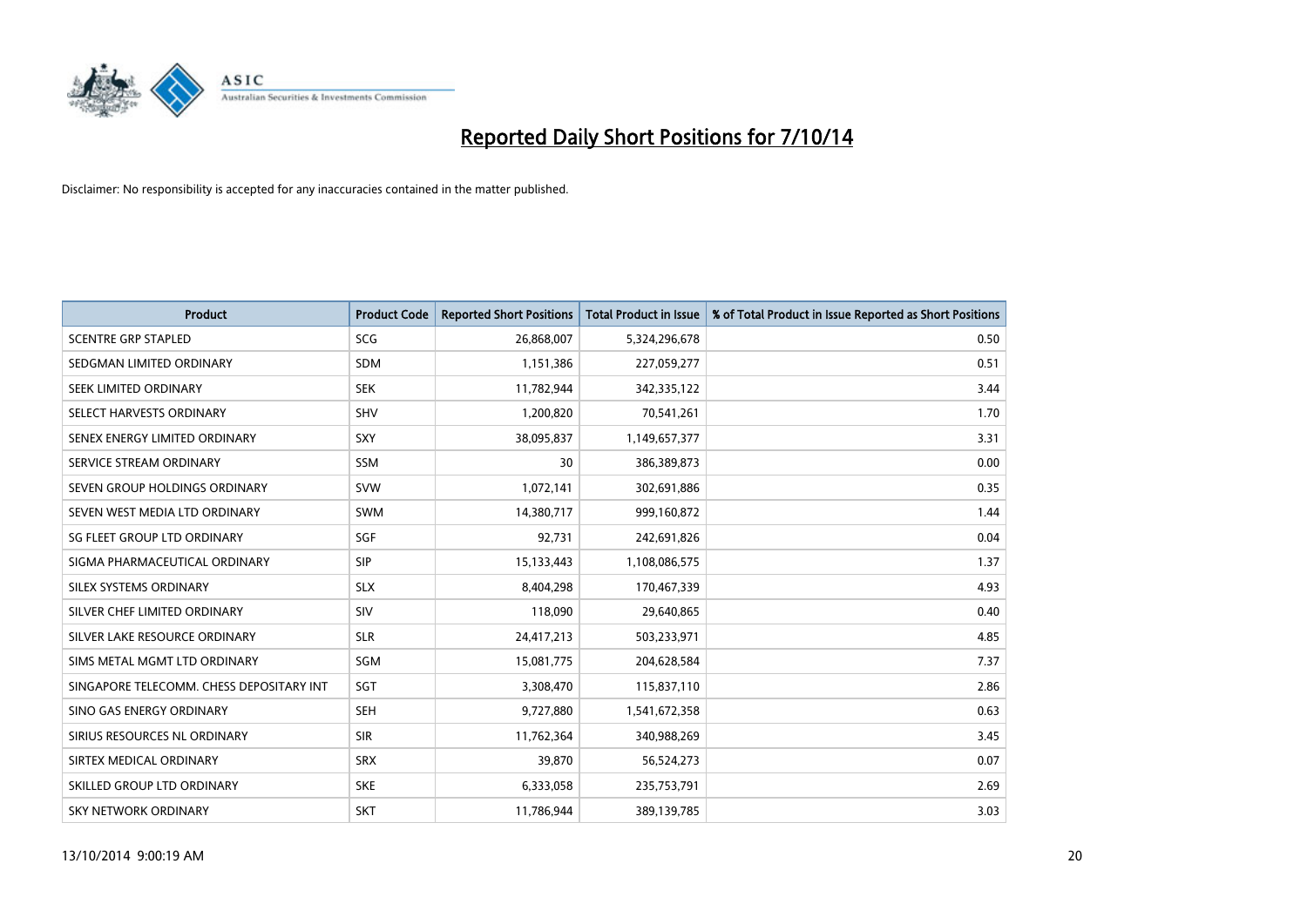# Reported Daily Short Positions for 7/10/14

Disclaimer: No responsibility is accepted for any inaccuracies contained in the matter published.

| Product | Product Code | Reported Short Positions | Total Product in Issue | % of Total Product in Issue Reported as Short Positions |
|---|---|---|---|---|
| SCENTRE GRP STAPLED | SCG | 26,868,007 | 5,324,296,678 | 0.50 |
| SEDGMAN LIMITED ORDINARY | SDM | 1,151,386 | 227,059,277 | 0.51 |
| SEEK LIMITED ORDINARY | SEK | 11,782,944 | 342,335,122 | 3.44 |
| SELECT HARVESTS ORDINARY | SHV | 1,200,820 | 70,541,261 | 1.70 |
| SENEX ENERGY LIMITED ORDINARY | SXY | 38,095,837 | 1,149,657,377 | 3.31 |
| SERVICE STREAM ORDINARY | SSM | 30 | 386,389,873 | 0.00 |
| SEVEN GROUP HOLDINGS ORDINARY | SVW | 1,072,141 | 302,691,886 | 0.35 |
| SEVEN WEST MEDIA LTD ORDINARY | SWM | 14,380,717 | 999,160,872 | 1.44 |
| SG FLEET GROUP LTD ORDINARY | SGF | 92,731 | 242,691,826 | 0.04 |
| SIGMA PHARMACEUTICAL ORDINARY | SIP | 15,133,443 | 1,108,086,575 | 1.37 |
| SILEX SYSTEMS ORDINARY | SLX | 8,404,298 | 170,467,339 | 4.93 |
| SILVER CHEF LIMITED ORDINARY | SIV | 118,090 | 29,640,865 | 0.40 |
| SILVER LAKE RESOURCE ORDINARY | SLR | 24,417,213 | 503,233,971 | 4.85 |
| SIMS METAL MGMT LTD ORDINARY | SGM | 15,081,775 | 204,628,584 | 7.37 |
| SINGAPORE TELECOMM. CHESS DEPOSITARY INT | SGT | 3,308,470 | 115,837,110 | 2.86 |
| SINO GAS ENERGY ORDINARY | SEH | 9,727,880 | 1,541,672,358 | 0.63 |
| SIRIUS RESOURCES NL ORDINARY | SIR | 11,762,364 | 340,988,269 | 3.45 |
| SIRTEX MEDICAL ORDINARY | SRX | 39,870 | 56,524,273 | 0.07 |
| SKILLED GROUP LTD ORDINARY | SKE | 6,333,058 | 235,753,791 | 2.69 |
| SKY NETWORK ORDINARY | SKT | 11,786,944 | 389,139,785 | 3.03 |

13/10/2014 9:00:19 AM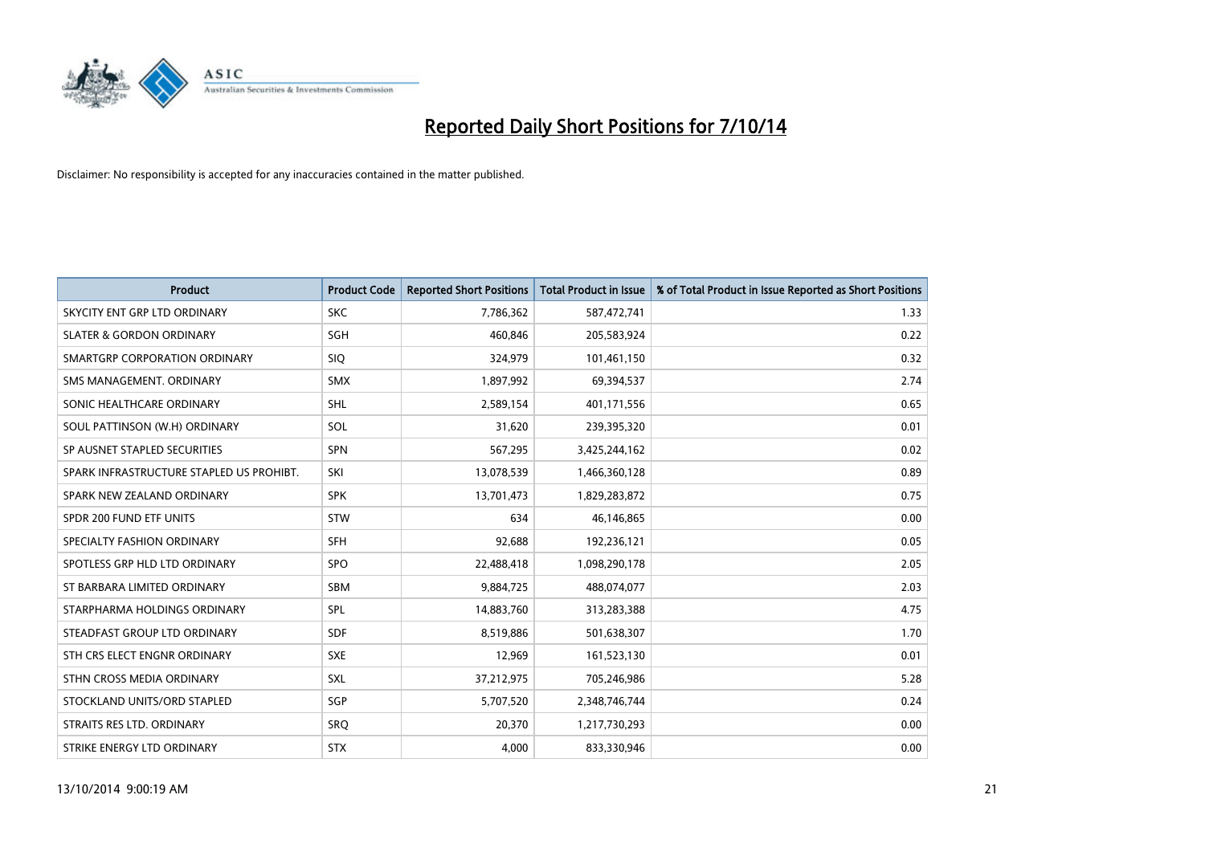# Reported Daily Short Positions for 7/10/14

Disclaimer: No responsibility is accepted for any inaccuracies contained in the matter published.

| Product | Product Code | Reported Short Positions | Total Product in Issue | % of Total Product in Issue Reported as Short Positions |
|---|---|---|---|---|
| SKYCITY ENT GRP LTD ORDINARY | SKC | 7,786,362 | 587,472,741 | 1.33 |
| SLATER & GORDON ORDINARY | SGH | 460,846 | 205,583,924 | 0.22 |
| SMARTGRP CORPORATION ORDINARY | SIQ | 324,979 | 101,461,150 | 0.32 |
| SMS MANAGEMENT. ORDINARY | SMX | 1,897,992 | 69,394,537 | 2.74 |
| SONIC HEALTHCARE ORDINARY | SHL | 2,589,154 | 401,171,556 | 0.65 |
| SOUL PATTINSON (W.H) ORDINARY | SOL | 31,620 | 239,395,320 | 0.01 |
| SP AUSNET STAPLED SECURITIES | SPN | 567,295 | 3,425,244,162 | 0.02 |
| SPARK INFRASTRUCTURE STAPLED US PROHIBT. | SKI | 13,078,539 | 1,466,360,128 | 0.89 |
| SPARK NEW ZEALAND ORDINARY | SPK | 13,701,473 | 1,829,283,872 | 0.75 |
| SPDR 200 FUND ETF UNITS | STW | 634 | 46,146,865 | 0.00 |
| SPECIALTY FASHION ORDINARY | SFH | 92,688 | 192,236,121 | 0.05 |
| SPOTLESS GRP HLD LTD ORDINARY | SPO | 22,488,418 | 1,098,290,178 | 2.05 |
| ST BARBARA LIMITED ORDINARY | SBM | 9,884,725 | 488,074,077 | 2.03 |
| STARPHARMA HOLDINGS ORDINARY | SPL | 14,883,760 | 313,283,388 | 4.75 |
| STEADFAST GROUP LTD ORDINARY | SDF | 8,519,886 | 501,638,307 | 1.70 |
| STH CRS ELECT ENGNR ORDINARY | SXE | 12,969 | 161,523,130 | 0.01 |
| STHN CROSS MEDIA ORDINARY | SXL | 37,212,975 | 705,246,986 | 5.28 |
| STOCKLAND UNITS/ORD STAPLED | SGP | 5,707,520 | 2,348,746,744 | 0.24 |
| STRAITS RES LTD. ORDINARY | SRQ | 20,370 | 1,217,730,293 | 0.00 |
| STRIKE ENERGY LTD ORDINARY | STX | 4,000 | 833,330,946 | 0.00 |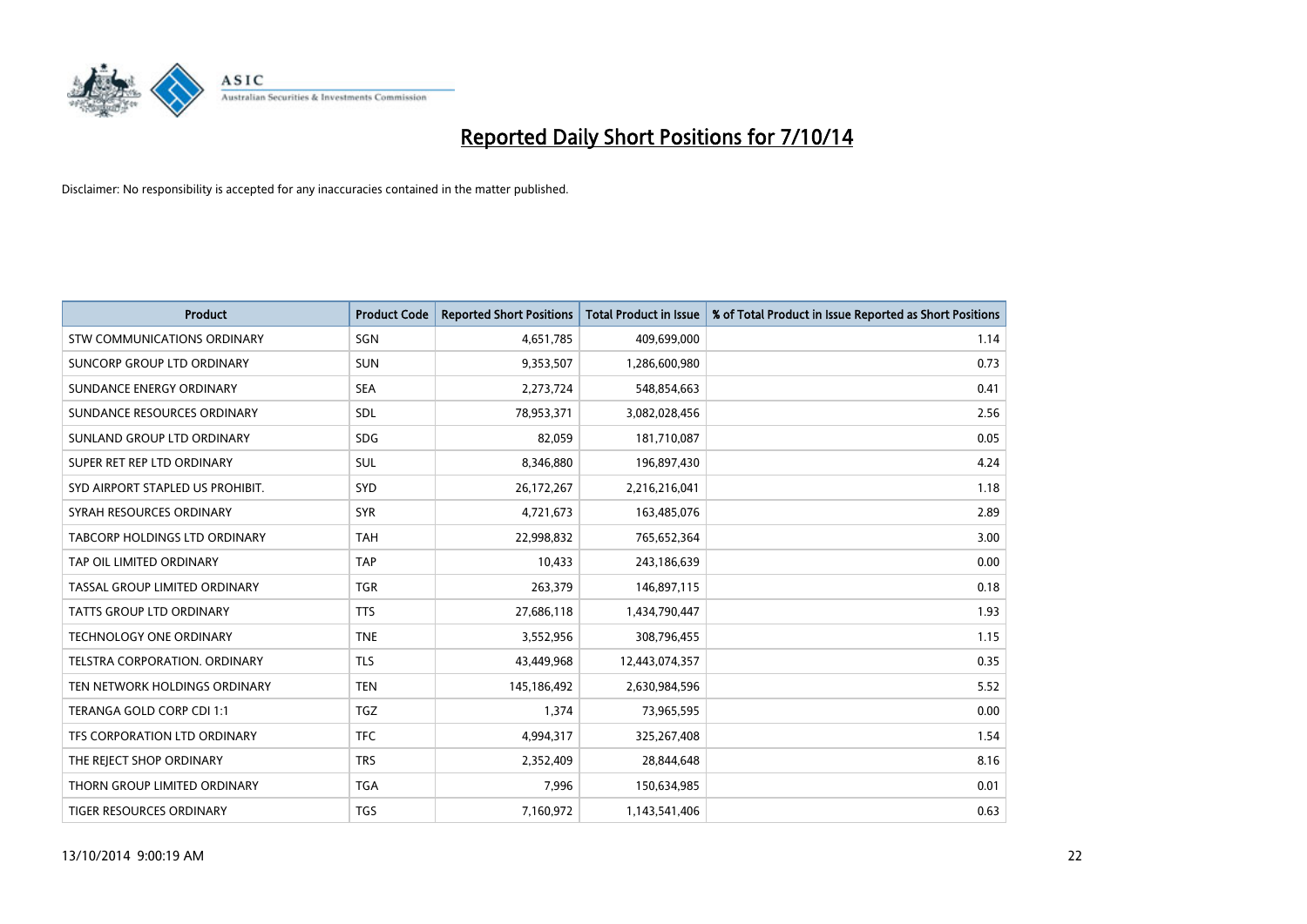# Reported Daily Short Positions for 7/10/14

Disclaimer: No responsibility is accepted for any inaccuracies contained in the matter published.

| Product | Product Code | Reported Short Positions | Total Product in Issue | % of Total Product in Issue Reported as Short Positions |
|---|---|---|---|---|
| STW COMMUNICATIONS ORDINARY | SGN | 4,651,785 | 409,699,000 | 1.14 |
| SUNCORP GROUP LTD ORDINARY | SUN | 9,353,507 | 1,286,600,980 | 0.73 |
| SUNDANCE ENERGY ORDINARY | SEA | 2,273,724 | 548,854,663 | 0.41 |
| SUNDANCE RESOURCES ORDINARY | SDL | 78,953,371 | 3,082,028,456 | 2.56 |
| SUNLAND GROUP LTD ORDINARY | SDG | 82,059 | 181,710,087 | 0.05 |
| SUPER RET REP LTD ORDINARY | SUL | 8,346,880 | 196,897,430 | 4.24 |
| SYD AIRPORT STAPLED US PROHIBIT. | SYD | 26,172,267 | 2,216,216,041 | 1.18 |
| SYRAH RESOURCES ORDINARY | SYR | 4,721,673 | 163,485,076 | 2.89 |
| TABCORP HOLDINGS LTD ORDINARY | TAH | 22,998,832 | 765,652,364 | 3.00 |
| TAP OIL LIMITED ORDINARY | TAP | 10,433 | 243,186,639 | 0.00 |
| TASSAL GROUP LIMITED ORDINARY | TGR | 263,379 | 146,897,115 | 0.18 |
| TATTS GROUP LTD ORDINARY | TTS | 27,686,118 | 1,434,790,447 | 1.93 |
| TECHNOLOGY ONE ORDINARY | TNE | 3,552,956 | 308,796,455 | 1.15 |
| TELSTRA CORPORATION. ORDINARY | TLS | 43,449,968 | 12,443,074,357 | 0.35 |
| TEN NETWORK HOLDINGS ORDINARY | TEN | 145,186,492 | 2,630,984,596 | 5.52 |
| TERANGA GOLD CORP CDI 1:1 | TGZ | 1,374 | 73,965,595 | 0.00 |
| TFS CORPORATION LTD ORDINARY | TFC | 4,994,317 | 325,267,408 | 1.54 |
| THE REJECT SHOP ORDINARY | TRS | 2,352,409 | 28,844,648 | 8.16 |
| THORN GROUP LIMITED ORDINARY | TGA | 7,996 | 150,634,985 | 0.01 |
| TIGER RESOURCES ORDINARY | TGS | 7,160,972 | 1,143,541,406 | 0.63 |

13/10/2014 9:00:19 AM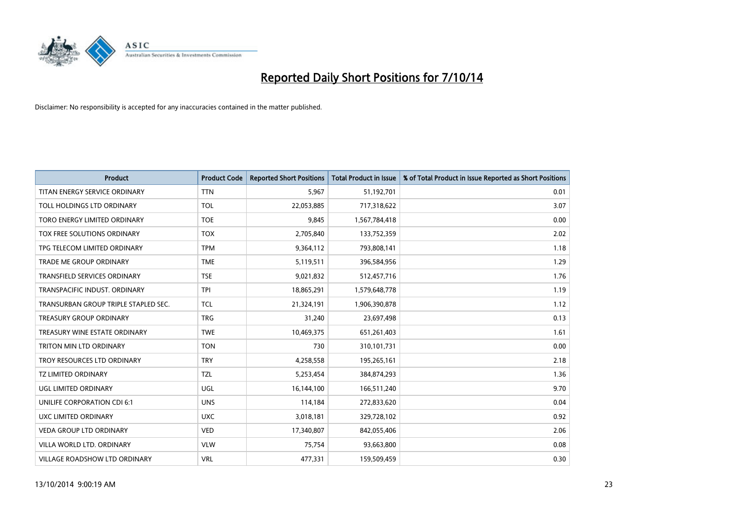# Reported Daily Short Positions for 7/10/14

Disclaimer: No responsibility is accepted for any inaccuracies contained in the matter published.

| Product | Product Code | Reported Short Positions | Total Product in Issue | % of Total Product in Issue Reported as Short Positions |
|---|---|---|---|---|
| TITAN ENERGY SERVICE ORDINARY | TTN | 5,967 | 51,192,701 | 0.01 |
| TOLL HOLDINGS LTD ORDINARY | TOL | 22,053,885 | 717,318,622 | 3.07 |
| TORO ENERGY LIMITED ORDINARY | TOE | 9,845 | 1,567,784,418 | 0.00 |
| TOX FREE SOLUTIONS ORDINARY | TOX | 2,705,840 | 133,752,359 | 2.02 |
| TPG TELECOM LIMITED ORDINARY | TPM | 9,364,112 | 793,808,141 | 1.18 |
| TRADE ME GROUP ORDINARY | TME | 5,119,511 | 396,584,956 | 1.29 |
| TRANSFIELD SERVICES ORDINARY | TSE | 9,021,832 | 512,457,716 | 1.76 |
| TRANSPACIFIC INDUST. ORDINARY | TPI | 18,865,291 | 1,579,648,778 | 1.19 |
| TRANSURBAN GROUP TRIPLE STAPLED SEC. | TCL | 21,324,191 | 1,906,390,878 | 1.12 |
| TREASURY GROUP ORDINARY | TRG | 31,240 | 23,697,498 | 0.13 |
| TREASURY WINE ESTATE ORDINARY | TWE | 10,469,375 | 651,261,403 | 1.61 |
| TRITON MIN LTD ORDINARY | TON | 730 | 310,101,731 | 0.00 |
| TROY RESOURCES LTD ORDINARY | TRY | 4,258,558 | 195,265,161 | 2.18 |
| TZ LIMITED ORDINARY | TZL | 5,253,454 | 384,874,293 | 1.36 |
| UGL LIMITED ORDINARY | UGL | 16,144,100 | 166,511,240 | 9.70 |
| UNILIFE CORPORATION CDI 6:1 | UNS | 114,184 | 272,833,620 | 0.04 |
| UXC LIMITED ORDINARY | UXC | 3,018,181 | 329,728,102 | 0.92 |
| VEDA GROUP LTD ORDINARY | VED | 17,340,807 | 842,055,406 | 2.06 |
| VILLA WORLD LTD. ORDINARY | VLW | 75,754 | 93,663,800 | 0.08 |
| VILLAGE ROADSHOW LTD ORDINARY | VRL | 477,331 | 159,509,459 | 0.30 |

13/10/2014 9:00:19 AM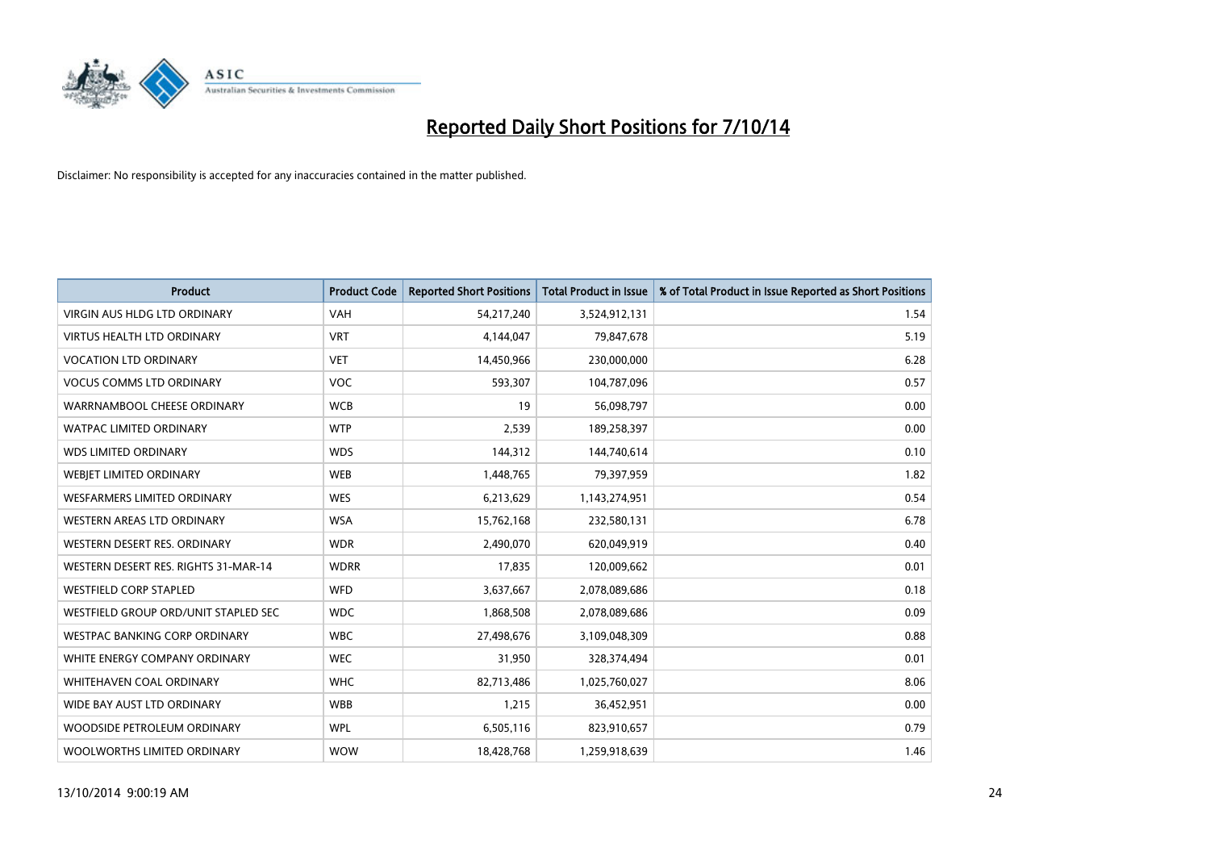# Reported Daily Short Positions for 7/10/14

Disclaimer: No responsibility is accepted for any inaccuracies contained in the matter published.

| Product | Product Code | Reported Short Positions | Total Product in Issue | % of Total Product in Issue Reported as Short Positions |
|---|---|---|---|---|
| VIRGIN AUS HLDG LTD ORDINARY | VAH | 54,217,240 | 3,524,912,131 | 1.54 |
| VIRTUS HEALTH LTD ORDINARY | VRT | 4,144,047 | 79,847,678 | 5.19 |
| VOCATION LTD ORDINARY | VET | 14,450,966 | 230,000,000 | 6.28 |
| VOCUS COMMS LTD ORDINARY | VOC | 593,307 | 104,787,096 | 0.57 |
| WARRNAMBOOL CHEESE ORDINARY | WCB | 19 | 56,098,797 | 0.00 |
| WATPAC LIMITED ORDINARY | WTP | 2,539 | 189,258,397 | 0.00 |
| WDS LIMITED ORDINARY | WDS | 144,312 | 144,740,614 | 0.10 |
| WEBJET LIMITED ORDINARY | WEB | 1,448,765 | 79,397,959 | 1.82 |
| WESFARMERS LIMITED ORDINARY | WES | 6,213,629 | 1,143,274,951 | 0.54 |
| WESTERN AREAS LTD ORDINARY | WSA | 15,762,168 | 232,580,131 | 6.78 |
| WESTERN DESERT RES. ORDINARY | WDR | 2,490,070 | 620,049,919 | 0.40 |
| WESTERN DESERT RES. RIGHTS 31-MAR-14 | WDRR | 17,835 | 120,009,662 | 0.01 |
| WESTFIELD CORP STAPLED | WFD | 3,637,667 | 2,078,089,686 | 0.18 |
| WESTFIELD GROUP ORD/UNIT STAPLED SEC | WDC | 1,868,508 | 2,078,089,686 | 0.09 |
| WESTPAC BANKING CORP ORDINARY | WBC | 27,498,676 | 3,109,048,309 | 0.88 |
| WHITE ENERGY COMPANY ORDINARY | WEC | 31,950 | 328,374,494 | 0.01 |
| WHITEHAVEN COAL ORDINARY | WHC | 82,713,486 | 1,025,760,027 | 8.06 |
| WIDE BAY AUST LTD ORDINARY | WBB | 1,215 | 36,452,951 | 0.00 |
| WOODSIDE PETROLEUM ORDINARY | WPL | 6,505,116 | 823,910,657 | 0.79 |
| WOOLWORTHS LIMITED ORDINARY | WOW | 18,428,768 | 1,259,918,639 | 1.46 |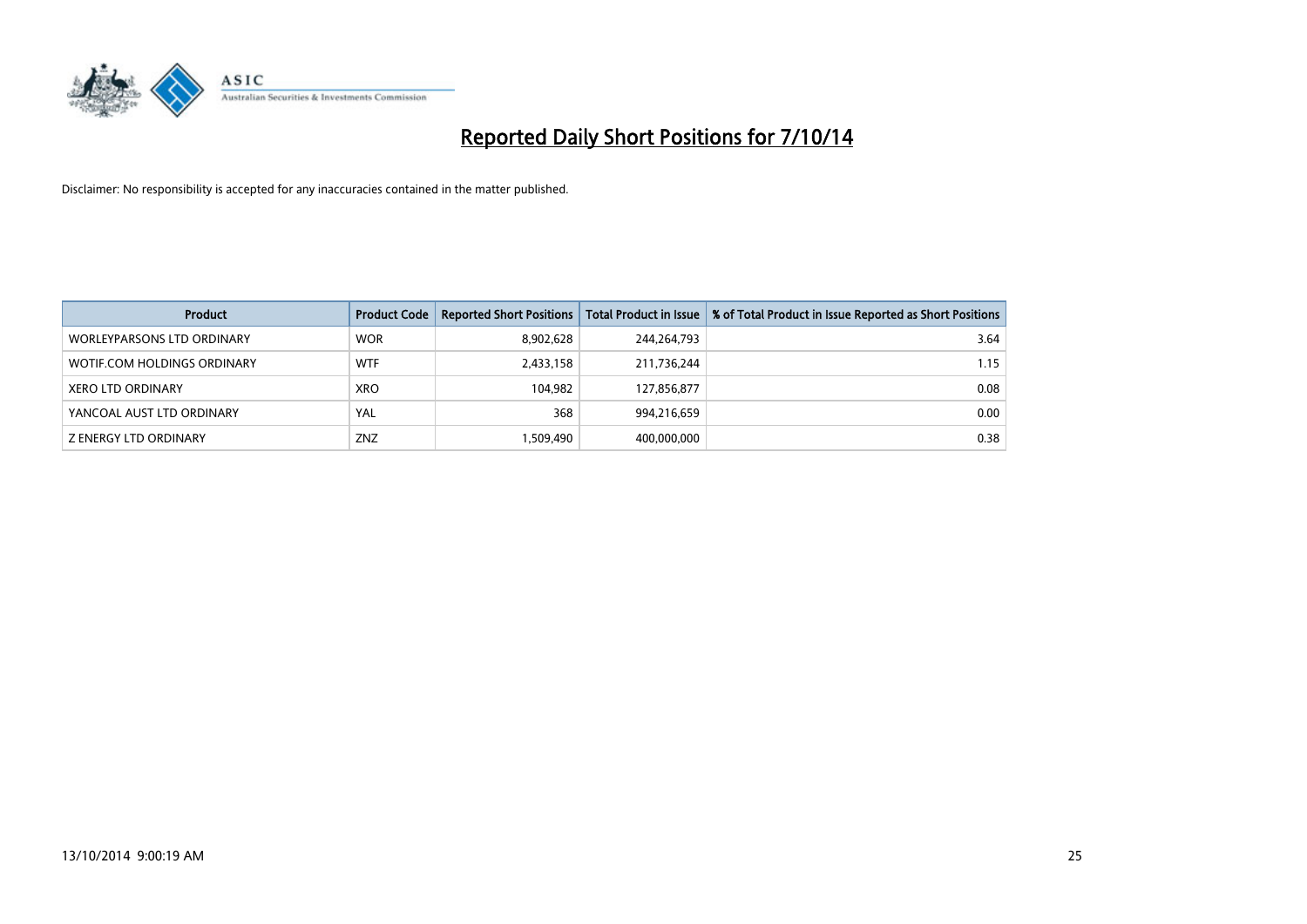# Reported Daily Short Positions for 7/10/14

Disclaimer: No responsibility is accepted for any inaccuracies contained in the matter published.

| Product | Product Code | Reported Short Positions | Total Product in Issue | % of Total Product in Issue Reported as Short Positions |
|---|---|---|---|---|
| WORLEYPARSONS LTD ORDINARY | WOR | 8,902,628 | 244,264,793 | 3.64 |
| WOTIF.COM HOLDINGS ORDINARY | WTF | 2,433,158 | 211,736,244 | 1.15 |
| XERO LTD ORDINARY | XRO | 104,982 | 127,856,877 | 0.08 |
| YANCOAL AUST LTD ORDINARY | YAL | 368 | 994,216,659 | 0.00 |
| Z ENERGY LTD ORDINARY | ZNZ | 1,509,490 | 400,000,000 | 0.38 |

13/10/2014 9:00:19 AM